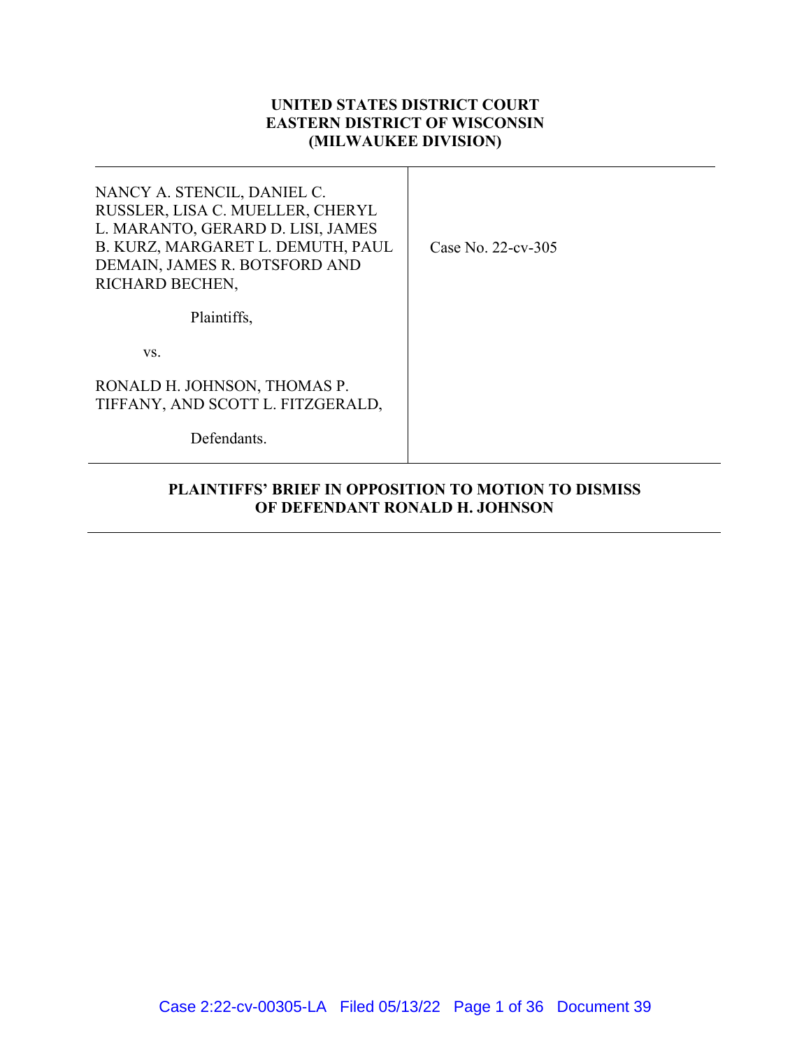**UNITED STATES DISTRICT COURT**
**EASTERN DISTRICT OF WISCONSIN**
**(MILWAUKEE DIVISION)**

| | |
|---|---|
| NANCY A. STENCIL, DANIEL C. RUSSLER, LISA C. MUELLER, CHERYL L. MARANTO, GERARD D. LISI, JAMES B. KURZ, MARGARET L. DEMUTH, PAUL DEMAIN, JAMES R. BOTSFORD AND RICHARD BECHEN,<br><br>Plaintiffs,<br><br>vs.<br><br>RONALD H. JOHNSON, THOMAS P. TIFFANY, AND SCOTT L. FITZGERALD,<br><br>Defendants. | Case No. 22-cv-305 |

**PLAINTIFFS' BRIEF IN OPPOSITION TO MOTION TO DISMISS OF DEFENDANT RONALD H. JOHNSON**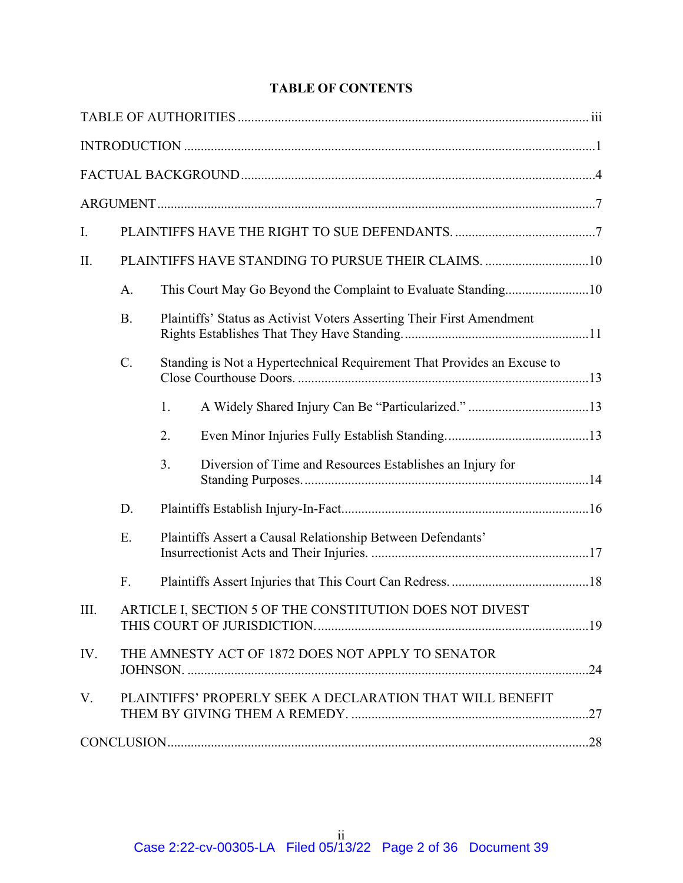# TABLE OF CONTENTS

TABLE OF AUTHORITIES ........................................................................................................ iii

INTRODUCTION ..........................................................................................................................1

FACTUAL BACKGROUND.........................................................................................................4

ARGUMENT..................................................................................................................................7

I. PLAINTIFFS HAVE THE RIGHT TO SUE DEFENDANTS. ..........................................7

II. PLAINTIFFS HAVE STANDING TO PURSUE THEIR CLAIMS. ...............................10

- A. This Court May Go Beyond the Complaint to Evaluate Standing.........................10
- B. Plaintiffs' Status as Activist Voters Asserting Their First Amendment Rights Establishes That They Have Standing.......................................................11
- C. Standing is Not a Hypertechnical Requirement That Provides an Excuse to Close Courthouse Doors. .......................................................................................13
  1. A Widely Shared Injury Can Be "Particularized." ....................................13
  2. Even Minor Injuries Fully Establish Standing...........................................13
  3. Diversion of Time and Resources Establishes an Injury for Standing Purposes......................................................................................14
- D. Plaintiffs Establish Injury-In-Fact.........................................................................16
- E. Plaintiffs Assert a Causal Relationship Between Defendants' Insurrectionist Acts and Their Injuries. .................................................................17
- F. Plaintiffs Assert Injuries that This Court Can Redress. .........................................18

III. ARTICLE I, SECTION 5 OF THE CONSTITUTION DOES NOT DIVEST THIS COURT OF JURISDICTION. ................................................................................19

IV. THE AMNESTY ACT OF 1872 DOES NOT APPLY TO SENATOR JOHNSON. .......................................................................................................................24

V. PLAINTIFFS' PROPERLY SEEK A DECLARATION THAT WILL BENEFIT THEM BY GIVING THEM A REMEDY. .......................................................................27

CONCLUSION.............................................................................................................................28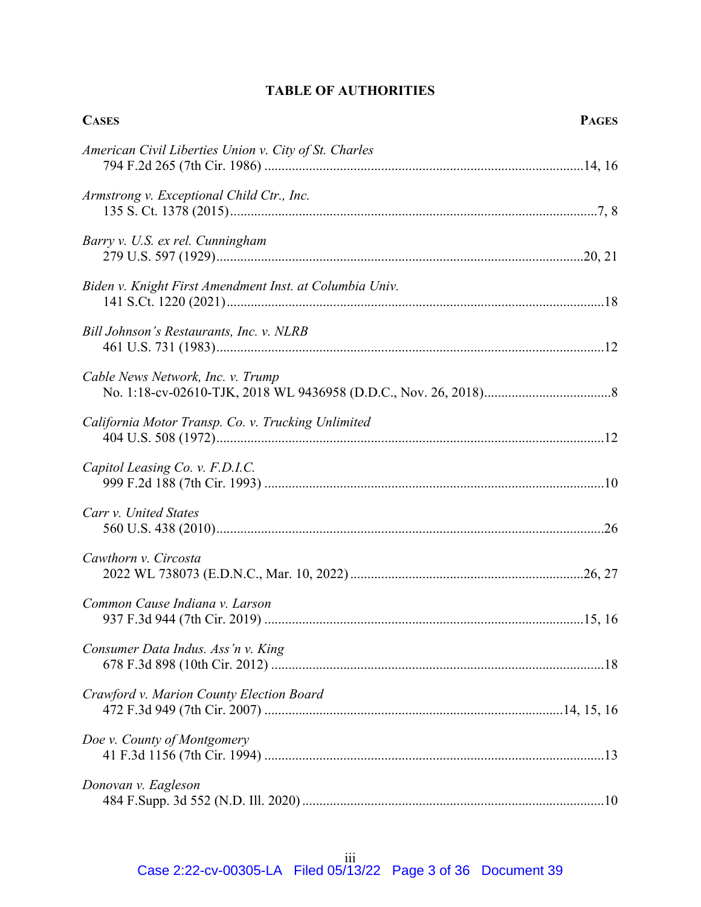# TABLE OF AUTHORITIES

| **CASES** | **PAGES** |
|---|---|
| *American Civil Liberties Union v. City of St. Charles* 794 F.2d 265 (7th Cir. 1986) | 14, 16 |
| *Armstrong v. Exceptional Child Ctr., Inc.* 135 S. Ct. 1378 (2015) | 7, 8 |
| *Barry v. U.S. ex rel. Cunningham* 279 U.S. 597 (1929) | 20, 21 |
| *Biden v. Knight First Amendment Inst. at Columbia Univ.* 141 S.Ct. 1220 (2021) | 18 |
| *Bill Johnson's Restaurants, Inc. v. NLRB* 461 U.S. 731 (1983) | 12 |
| *Cable News Network, Inc. v. Trump* No. 1:18-cv-02610-TJK, 2018 WL 9436958 (D.D.C., Nov. 26, 2018) | 8 |
| *California Motor Transp. Co. v. Trucking Unlimited* 404 U.S. 508 (1972) | 12 |
| *Capitol Leasing Co. v. F.D.I.C.* 999 F.2d 188 (7th Cir. 1993) | 10 |
| *Carr v. United States* 560 U.S. 438 (2010) | 26 |
| *Cawthorn v. Circosta* 2022 WL 738073 (E.D.N.C., Mar. 10, 2022) | 26, 27 |
| *Common Cause Indiana v. Larson* 937 F.3d 944 (7th Cir. 2019) | 15, 16 |
| *Consumer Data Indus. Ass'n v. King* 678 F.3d 898 (10th Cir. 2012) | 18 |
| *Crawford v. Marion County Election Board* 472 F.3d 949 (7th Cir. 2007) | 14, 15, 16 |
| *Doe v. County of Montgomery* 41 F.3d 1156 (7th Cir. 1994) | 13 |
| *Donovan v. Eagleson* 484 F.Supp. 3d 552 (N.D. Ill. 2020) | 10 |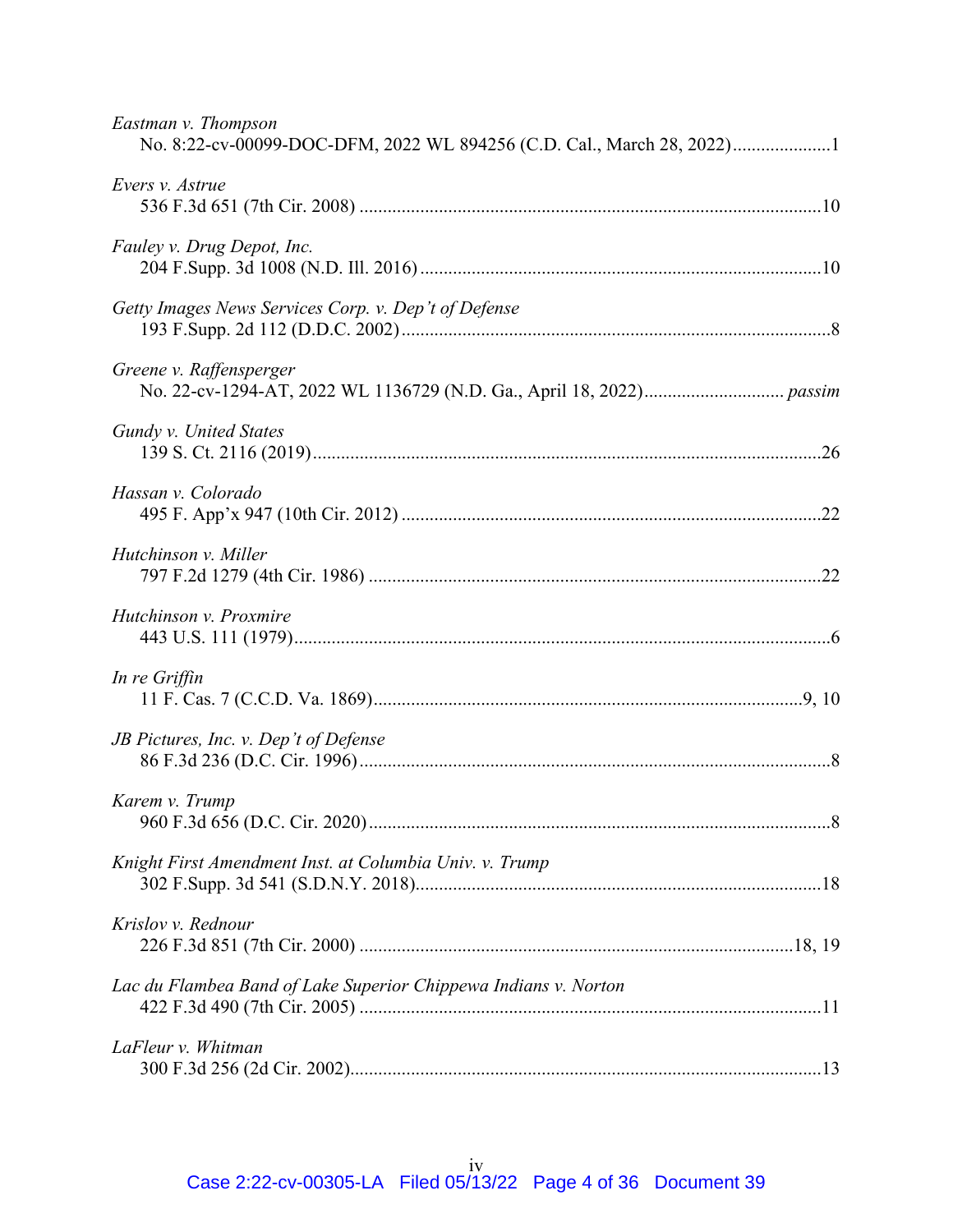*Eastman v. Thompson*
No. 8:22-cv-00099-DOC-DFM, 2022 WL 894256 (C.D. Cal., March 28, 2022).....................1

*Evers v. Astrue*
536 F.3d 651 (7th Cir. 2008) ..................................................................................................10

*Fauley v. Drug Depot, Inc.*
204 F.Supp. 3d 1008 (N.D. Ill. 2016) .....................................................................................10

*Getty Images News Services Corp. v. Dep't of Defense*
193 F.Supp. 2d 112 (D.D.C. 2002)...........................................................................................8

*Greene v. Raffensperger*
No. 22-cv-1294-AT, 2022 WL 1136729 (N.D. Ga., April 18, 2022)............................. *passim*

*Gundy v. United States*
139 S. Ct. 2116 (2019)............................................................................................................26

*Hassan v. Colorado*
495 F. App'x 947 (10th Cir. 2012) ........................................................................................22

*Hutchinson v. Miller*
797 F.2d 1279 (4th Cir. 1986) ................................................................................................22

*Hutchinson v. Proxmire*
443 U.S. 111 (1979)..................................................................................................................6

*In re Griffin*
11 F. Cas. 7 (C.C.D. Va. 1869)...........................................................................................9, 10

*JB Pictures, Inc. v. Dep't of Defense*
86 F.3d 236 (D.C. Cir. 1996)....................................................................................................8

*Karem v. Trump*
960 F.3d 656 (D.C. Cir. 2020)..................................................................................................8

*Knight First Amendment Inst. at Columbia Univ. v. Trump*
302 F.Supp. 3d 541 (S.D.N.Y. 2018)......................................................................................18

*Krislov v. Rednour*
226 F.3d 851 (7th Cir. 2000) ............................................................................................18, 19

*Lac du Flambea Band of Lake Superior Chippewa Indians v. Norton*
422 F.3d 490 (7th Cir. 2005) ..................................................................................................11

*LaFleur v. Whitman*
300 F.3d 256 (2d Cir. 2002)....................................................................................................13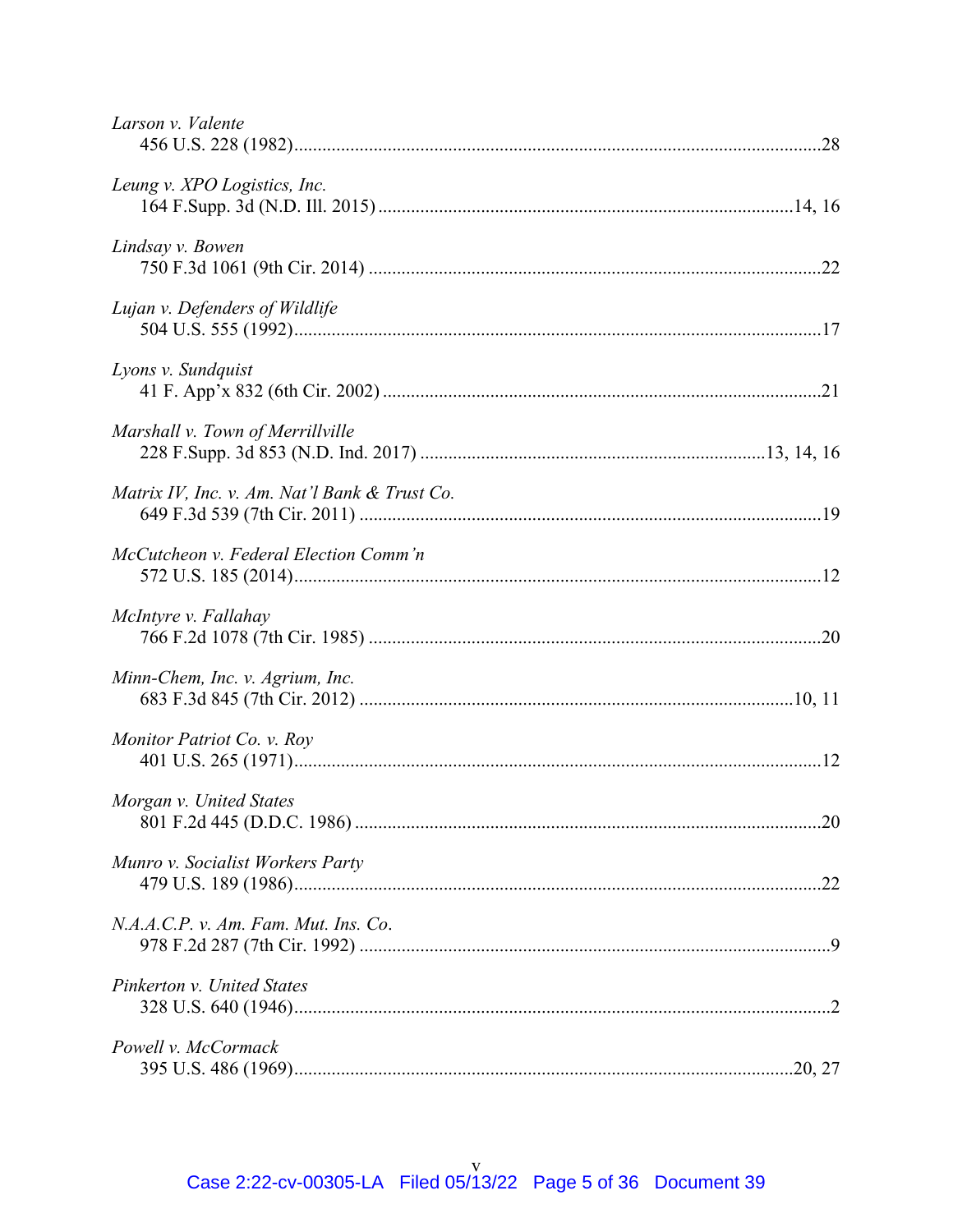*Larson v. Valente*
456 U.S. 228 (1982)...........................................................................................................28

*Leung v. XPO Logistics, Inc.*
164 F.Supp. 3d (N.D. Ill. 2015)......................................................................................14, 16

*Lindsay v. Bowen*
750 F.3d 1061 (9th Cir. 2014) ..........................................................................................22

*Lujan v. Defenders of Wildlife*
504 U.S. 555 (1992)...........................................................................................................17

*Lyons v. Sundquist*
41 F. App'x 832 (6th Cir. 2002) ........................................................................................21

*Marshall v. Town of Merrillville*
228 F.Supp. 3d 853 (N.D. Ind. 2017) ......................................................................13, 14, 16

*Matrix IV, Inc. v. Am. Nat'l Bank & Trust Co.*
649 F.3d 539 (7th Cir. 2011) ............................................................................................19

*McCutcheon v. Federal Election Comm'n*
572 U.S. 185 (2014)...........................................................................................................12

*McIntyre v. Fallahay*
766 F.2d 1078 (7th Cir. 1985) ..........................................................................................20

*Minn-Chem, Inc. v. Agrium, Inc.*
683 F.3d 845 (7th Cir. 2012) .......................................................................................10, 11

*Monitor Patriot Co. v. Roy*
401 U.S. 265 (1971)...........................................................................................................12

*Morgan v. United States*
801 F.2d 445 (D.D.C. 1986) ..............................................................................................20

*Munro v. Socialist Workers Party*
479 U.S. 189 (1986)...........................................................................................................22

*N.A.A.C.P. v. Am. Fam. Mut. Ins. Co.*
978 F.2d 287 (7th Cir. 1992) ...............................................................................................9

*Pinkerton v. United States*
328 U.S. 640 (1946).............................................................................................................2

*Powell v. McCormack*
395 U.S. 486 (1969).....................................................................................................20, 27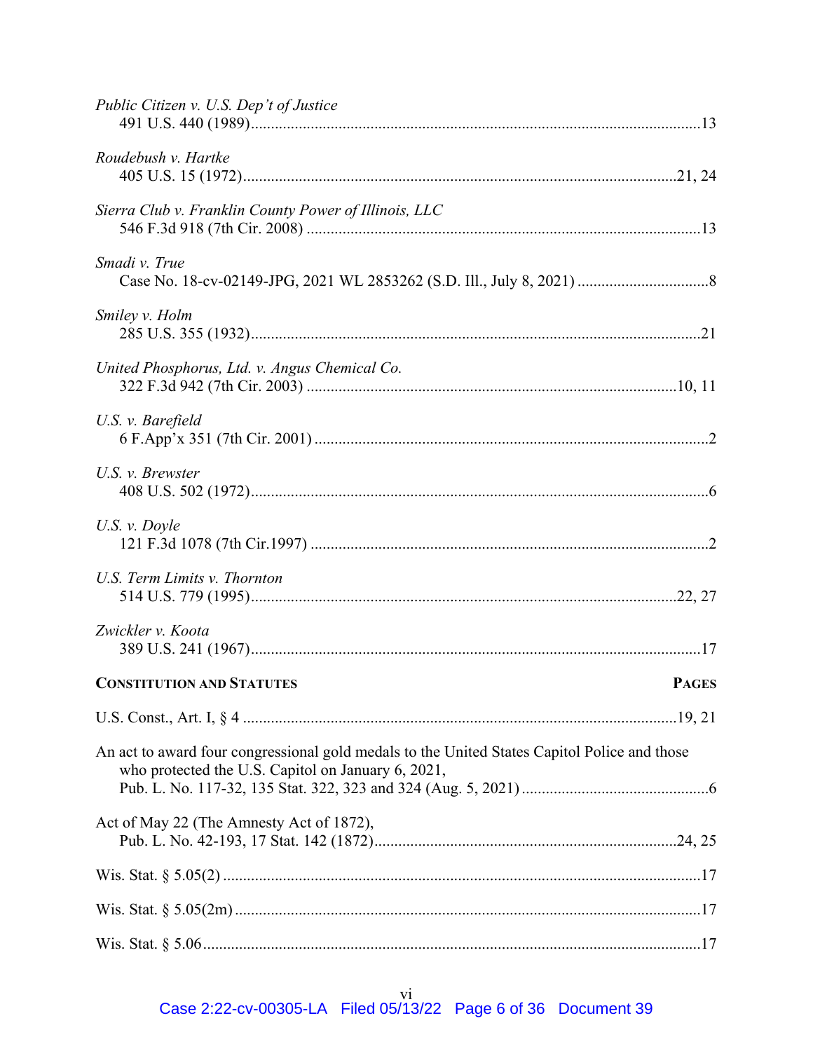*Public Citizen v. U.S. Dep't of Justice*
491 U.S. 440 (1989)........................................................................................................13

*Roudebush v. Hartke*
405 U.S. 15 (1972)....................................................................................................21, 24

*Sierra Club v. Franklin County Power of Illinois, LLC*
546 F.3d 918 (7th Cir. 2008) ..........................................................................................13

*Smadi v. True*
Case No. 18-cv-02149-JPG, 2021 WL 2853262 (S.D. Ill., July 8, 2021) ................................8

*Smiley v. Holm*
285 U.S. 355 (1932)........................................................................................................21

*United Phosphorus, Ltd. v. Angus Chemical Co.*
322 F.3d 942 (7th Cir. 2003) ....................................................................................10, 11

*U.S. v. Barefield*
6 F.App'x 351 (7th Cir. 2001) ..........................................................................................2

*U.S. v. Brewster*
408 U.S. 502 (1972)..........................................................................................................6

*U.S. v. Doyle*
121 F.3d 1078 (7th Cir.1997) ...........................................................................................2

*U.S. Term Limits v. Thornton*
514 U.S. 779 (1995)....................................................................................................22, 27

*Zwickler v. Koota*
389 U.S. 241 (1967)........................................................................................................17

**CONSTITUTION AND STATUTES** **PAGES**

U.S. Const., Art. I, § 4 ..................................................................................................19, 21

An act to award four congressional gold medals to the United States Capitol Police and those who protected the U.S. Capitol on January 6, 2021,
Pub. L. No. 117-32, 135 Stat. 322, 323 and 324 (Aug. 5, 2021) ..............................................6

Act of May 22 (The Amnesty Act of 1872),
Pub. L. No. 42-193, 17 Stat. 142 (1872)......................................................................24, 25

Wis. Stat. § 5.05(2) ..........................................................................................................17

Wis. Stat. § 5.05(2m) ........................................................................................................17

Wis. Stat. § 5.06 ...............................................................................................................17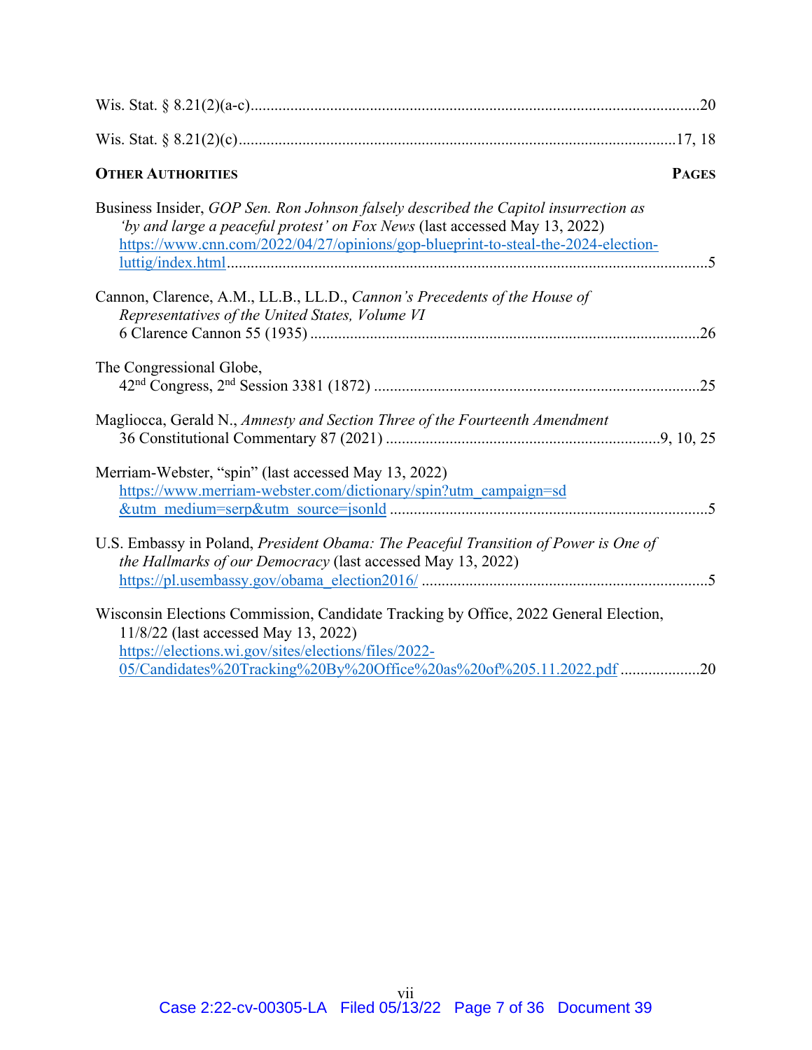Wis. Stat. § 8.21(2)(a-c) ........................................................................................................20

Wis. Stat. § 8.21(2)(c) ............................................................................................................17, 18

**OTHER AUTHORITIES** **PAGES**

Business Insider, *GOP Sen. Ron Johnson falsely described the Capitol insurrection as 'by and large a peaceful protest' on Fox News* (last accessed May 13, 2022) https://www.cnn.com/2022/04/27/opinions/gop-blueprint-to-steal-the-2024-election-luttig/index.html ........................................................................................................5

Cannon, Clarence, A.M., LL.B., LL.D., *Cannon's Precedents of the House of Representatives of the United States, Volume VI*
6 Clarence Cannon 55 (1935) ........................................................................................................26

The Congressional Globe,
42nd Congress, 2nd Session 3381 (1872) ........................................................................................25

Magliocca, Gerald N., *Amnesty and Section Three of the Fourteenth Amendment*
36 Constitutional Commentary 87 (2021) ....................................................................9, 10, 25

Merriam-Webster, "spin" (last accessed May 13, 2022)
https://www.merriam-webster.com/dictionary/spin?utm_campaign=sd&utm_medium=serp&utm_source=jsonld ........................................................................5

U.S. Embassy in Poland, *President Obama: The Peaceful Transition of Power is One of the Hallmarks of our Democracy* (last accessed May 13, 2022)
https://pl.usembassy.gov/obama_election2016/ ........................................................................5

Wisconsin Elections Commission, Candidate Tracking by Office, 2022 General Election, 11/8/22 (last accessed May 13, 2022)
https://elections.wi.gov/sites/elections/files/2022-05/Candidates%20Tracking%20By%20Office%20as%20of%205.11.2022.pdf ....................20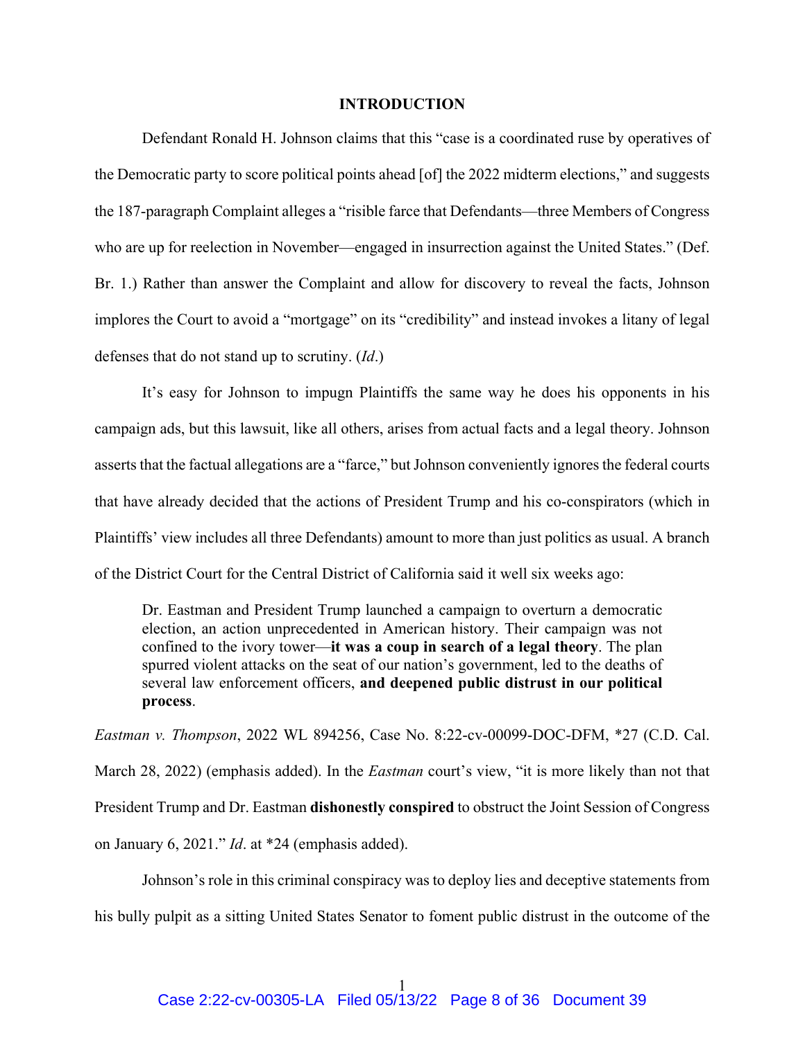# INTRODUCTION

Defendant Ronald H. Johnson claims that this "case is a coordinated ruse by operatives of the Democratic party to score political points ahead [of] the 2022 midterm elections," and suggests the 187-paragraph Complaint alleges a "risible farce that Defendants—three Members of Congress who are up for reelection in November—engaged in insurrection against the United States." (Def. Br. 1.) Rather than answer the Complaint and allow for discovery to reveal the facts, Johnson implores the Court to avoid a "mortgage" on its "credibility" and instead invokes a litany of legal defenses that do not stand up to scrutiny. (*Id*.)

It's easy for Johnson to impugn Plaintiffs the same way he does his opponents in his campaign ads, but this lawsuit, like all others, arises from actual facts and a legal theory. Johnson asserts that the factual allegations are a "farce," but Johnson conveniently ignores the federal courts that have already decided that the actions of President Trump and his co-conspirators (which in Plaintiffs' view includes all three Defendants) amount to more than just politics as usual. A branch of the District Court for the Central District of California said it well six weeks ago:

> Dr. Eastman and President Trump launched a campaign to overturn a democratic election, an action unprecedented in American history. Their campaign was not confined to the ivory tower—**it was a coup in search of a legal theory**. The plan spurred violent attacks on the seat of our nation's government, led to the deaths of several law enforcement officers, **and deepened public distrust in our political process**.

*Eastman v. Thompson*, 2022 WL 894256, Case No. 8:22-cv-00099-DOC-DFM, *27 (C.D. Cal. March 28, 2022) (emphasis added). In the *Eastman* court's view, "it is more likely than not that President Trump and Dr. Eastman **dishonestly conspired** to obstruct the Joint Session of Congress on January 6, 2021." *Id*. at *24 (emphasis added).

Johnson's role in this criminal conspiracy was to deploy lies and deceptive statements from his bully pulpit as a sitting United States Senator to foment public distrust in the outcome of the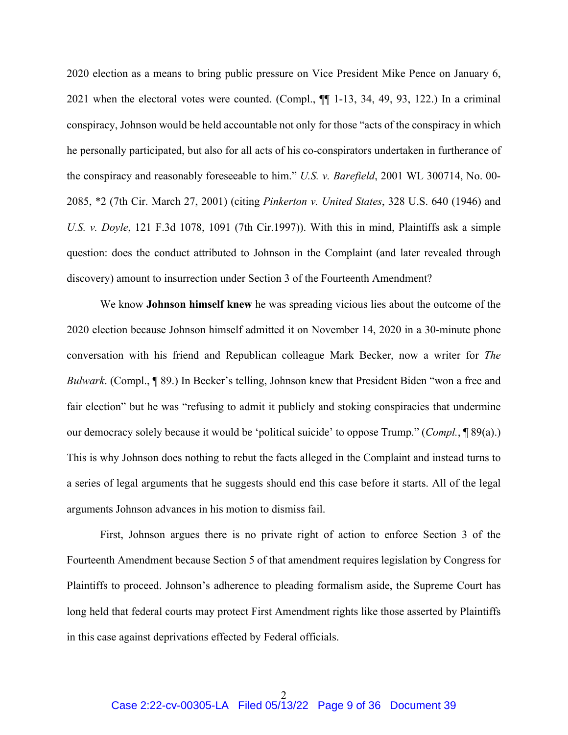2020 election as a means to bring public pressure on Vice President Mike Pence on January 6, 2021 when the electoral votes were counted. (Compl., ¶¶ 1-13, 34, 49, 93, 122.) In a criminal conspiracy, Johnson would be held accountable not only for those "acts of the conspiracy in which he personally participated, but also for all acts of his co-conspirators undertaken in furtherance of the conspiracy and reasonably foreseeable to him." *U.S. v. Barefield*, 2001 WL 300714, No. 00-2085, *2 (7th Cir. March 27, 2001) (citing *Pinkerton v. United States*, 328 U.S. 640 (1946) and *U.S. v. Doyle*, 121 F.3d 1078, 1091 (7th Cir.1997)). With this in mind, Plaintiffs ask a simple question: does the conduct attributed to Johnson in the Complaint (and later revealed through discovery) amount to insurrection under Section 3 of the Fourteenth Amendment?

We know **Johnson himself knew** he was spreading vicious lies about the outcome of the 2020 election because Johnson himself admitted it on November 14, 2020 in a 30-minute phone conversation with his friend and Republican colleague Mark Becker, now a writer for *The Bulwark*. (Compl., ¶ 89.) In Becker's telling, Johnson knew that President Biden "won a free and fair election" but he was "refusing to admit it publicly and stoking conspiracies that undermine our democracy solely because it would be 'political suicide' to oppose Trump." (*Compl.*, ¶ 89(a).) This is why Johnson does nothing to rebut the facts alleged in the Complaint and instead turns to a series of legal arguments that he suggests should end this case before it starts. All of the legal arguments Johnson advances in his motion to dismiss fail.

First, Johnson argues there is no private right of action to enforce Section 3 of the Fourteenth Amendment because Section 5 of that amendment requires legislation by Congress for Plaintiffs to proceed. Johnson's adherence to pleading formalism aside, the Supreme Court has long held that federal courts may protect First Amendment rights like those asserted by Plaintiffs in this case against deprivations effected by Federal officials.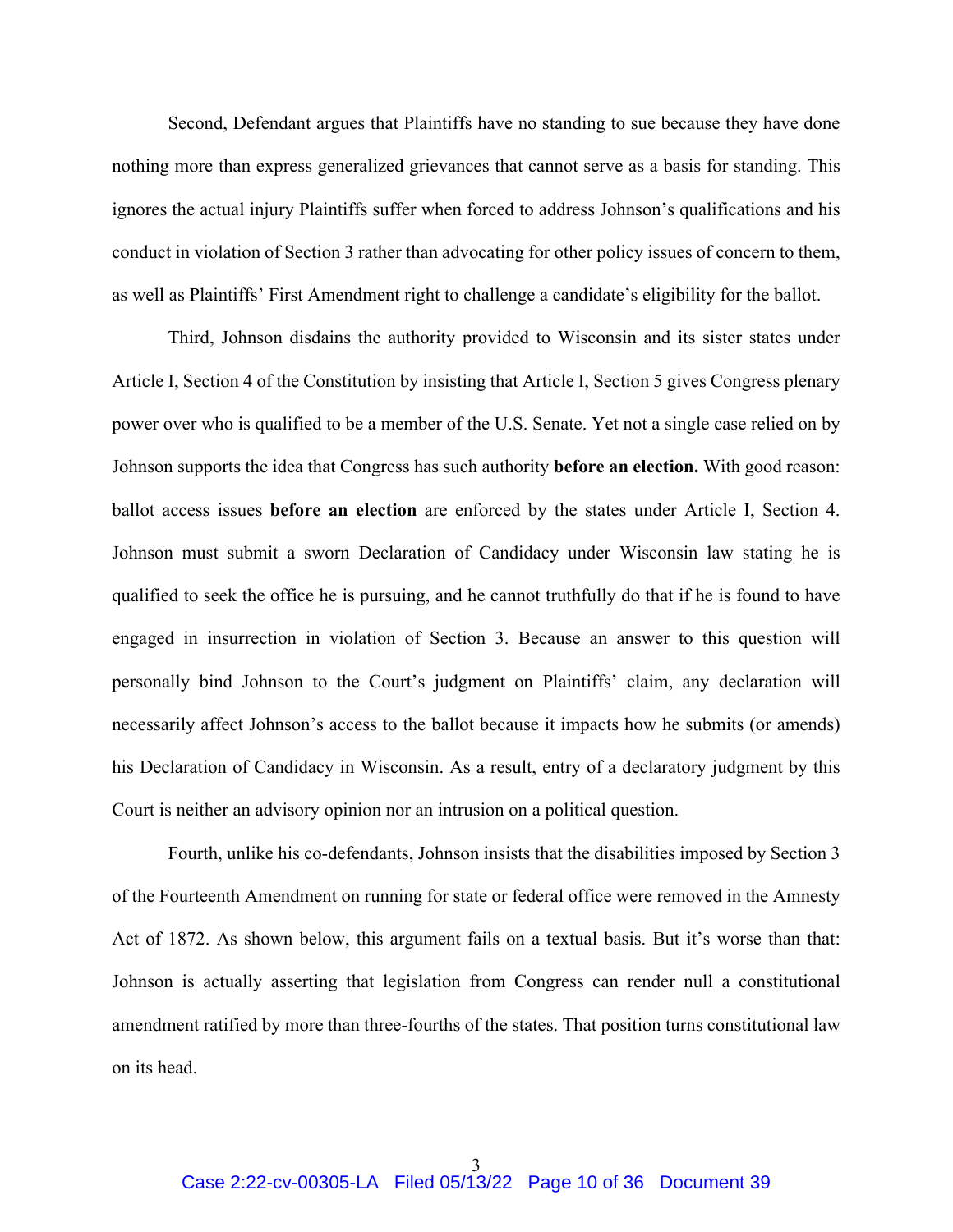Second, Defendant argues that Plaintiffs have no standing to sue because they have done nothing more than express generalized grievances that cannot serve as a basis for standing. This ignores the actual injury Plaintiffs suffer when forced to address Johnson's qualifications and his conduct in violation of Section 3 rather than advocating for other policy issues of concern to them, as well as Plaintiffs' First Amendment right to challenge a candidate's eligibility for the ballot.

Third, Johnson disdains the authority provided to Wisconsin and its sister states under Article I, Section 4 of the Constitution by insisting that Article I, Section 5 gives Congress plenary power over who is qualified to be a member of the U.S. Senate. Yet not a single case relied on by Johnson supports the idea that Congress has such authority **before an election.** With good reason: ballot access issues **before an election** are enforced by the states under Article I, Section 4. Johnson must submit a sworn Declaration of Candidacy under Wisconsin law stating he is qualified to seek the office he is pursuing, and he cannot truthfully do that if he is found to have engaged in insurrection in violation of Section 3. Because an answer to this question will personally bind Johnson to the Court's judgment on Plaintiffs' claim, any declaration will necessarily affect Johnson's access to the ballot because it impacts how he submits (or amends) his Declaration of Candidacy in Wisconsin. As a result, entry of a declaratory judgment by this Court is neither an advisory opinion nor an intrusion on a political question.

Fourth, unlike his co-defendants, Johnson insists that the disabilities imposed by Section 3 of the Fourteenth Amendment on running for state or federal office were removed in the Amnesty Act of 1872. As shown below, this argument fails on a textual basis. But it's worse than that: Johnson is actually asserting that legislation from Congress can render null a constitutional amendment ratified by more than three-fourths of the states. That position turns constitutional law on its head.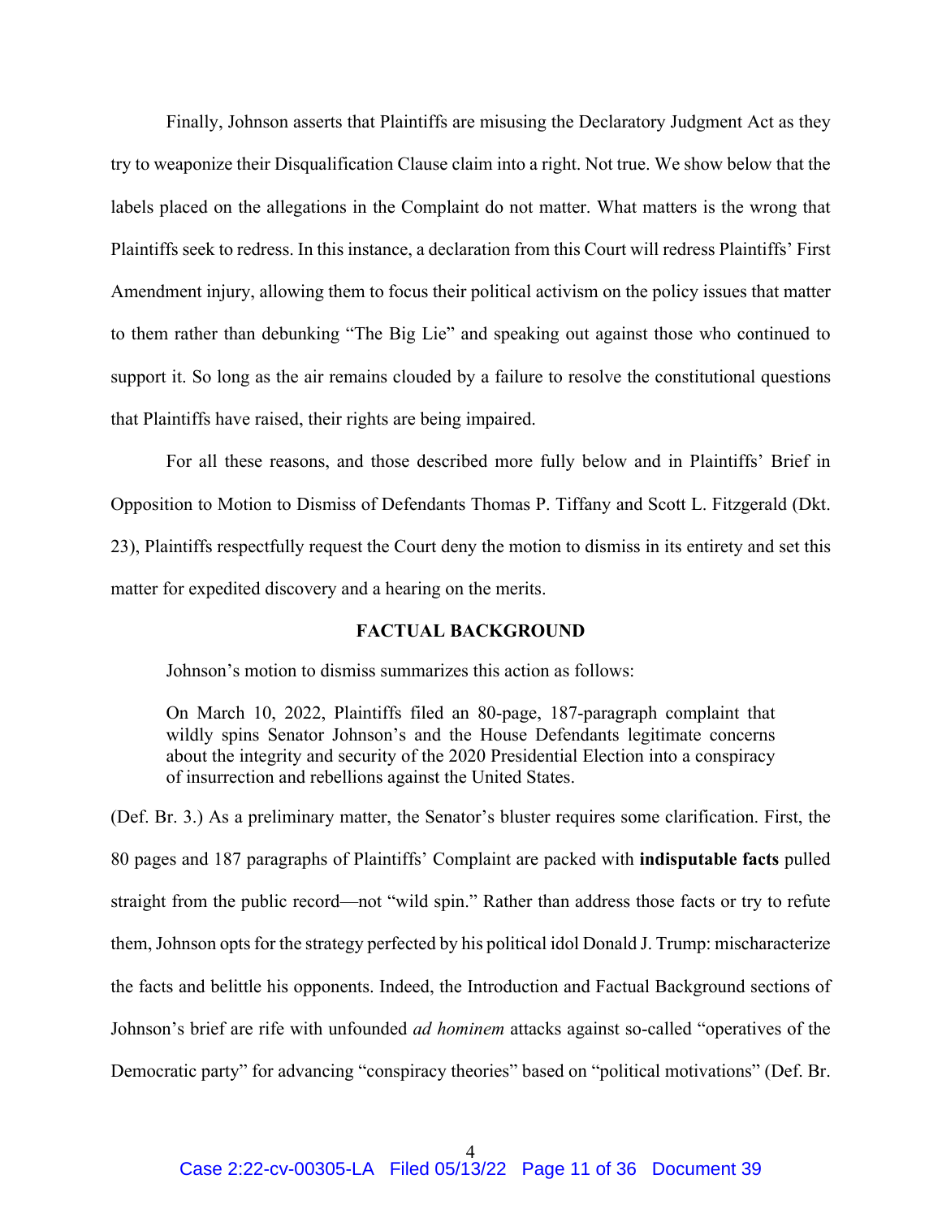Finally, Johnson asserts that Plaintiffs are misusing the Declaratory Judgment Act as they try to weaponize their Disqualification Clause claim into a right. Not true. We show below that the labels placed on the allegations in the Complaint do not matter. What matters is the wrong that Plaintiffs seek to redress. In this instance, a declaration from this Court will redress Plaintiffs' First Amendment injury, allowing them to focus their political activism on the policy issues that matter to them rather than debunking "The Big Lie" and speaking out against those who continued to support it. So long as the air remains clouded by a failure to resolve the constitutional questions that Plaintiffs have raised, their rights are being impaired.

For all these reasons, and those described more fully below and in Plaintiffs' Brief in Opposition to Motion to Dismiss of Defendants Thomas P. Tiffany and Scott L. Fitzgerald (Dkt. 23), Plaintiffs respectfully request the Court deny the motion to dismiss in its entirety and set this matter for expedited discovery and a hearing on the merits.

## FACTUAL BACKGROUND

Johnson's motion to dismiss summarizes this action as follows:

> On March 10, 2022, Plaintiffs filed an 80-page, 187-paragraph complaint that wildly spins Senator Johnson's and the House Defendants legitimate concerns about the integrity and security of the 2020 Presidential Election into a conspiracy of insurrection and rebellions against the United States.

(Def. Br. 3.) As a preliminary matter, the Senator's bluster requires some clarification. First, the 80 pages and 187 paragraphs of Plaintiffs' Complaint are packed with **indisputable facts** pulled straight from the public record—not "wild spin." Rather than address those facts or try to refute them, Johnson opts for the strategy perfected by his political idol Donald J. Trump: mischaracterize the facts and belittle his opponents. Indeed, the Introduction and Factual Background sections of Johnson's brief are rife with unfounded *ad hominem* attacks against so-called "operatives of the Democratic party" for advancing "conspiracy theories" based on "political motivations" (Def. Br.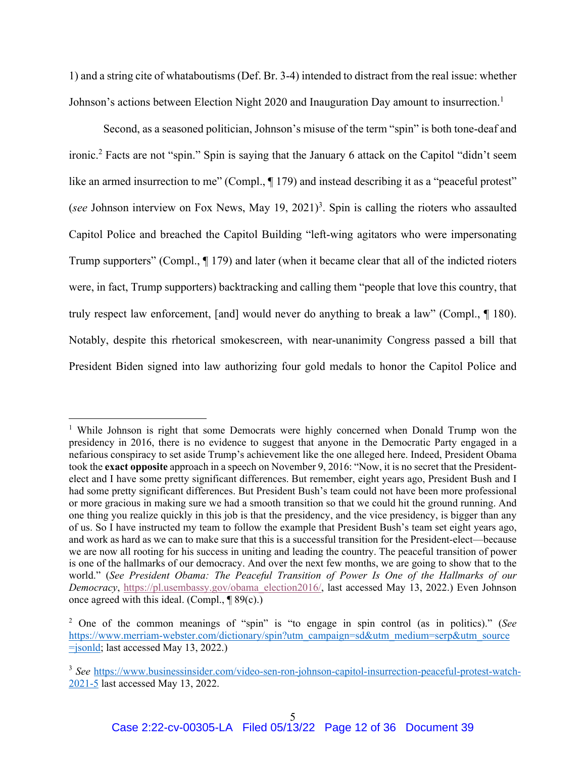1) and a string cite of whataboutisms (Def. Br. 3-4) intended to distract from the real issue: whether Johnson's actions between Election Night 2020 and Inauguration Day amount to insurrection.[1]

Second, as a seasoned politician, Johnson's misuse of the term "spin" is both tone-deaf and ironic.[2] Facts are not "spin." Spin is saying that the January 6 attack on the Capitol "didn't seem like an armed insurrection to me" (Compl., ¶ 179) and instead describing it as a "peaceful protest" (*see* Johnson interview on Fox News, May 19, 2021)[3]. Spin is calling the rioters who assaulted Capitol Police and breached the Capitol Building "left-wing agitators who were impersonating Trump supporters" (Compl., ¶ 179) and later (when it became clear that all of the indicted rioters were, in fact, Trump supporters) backtracking and calling them "people that love this country, that truly respect law enforcement, [and] would never do anything to break a law" (Compl., ¶ 180). Notably, despite this rhetorical smokescreen, with near-unanimity Congress passed a bill that President Biden signed into law authorizing four gold medals to honor the Capitol Police and

---

[1] While Johnson is right that some Democrats were highly concerned when Donald Trump won the presidency in 2016, there is no evidence to suggest that anyone in the Democratic Party engaged in a nefarious conspiracy to set aside Trump's achievement like the one alleged here. Indeed, President Obama took the **exact opposite** approach in a speech on November 9, 2016: "Now, it is no secret that the President-elect and I have some pretty significant differences. But remember, eight years ago, President Bush and I had some pretty significant differences. But President Bush's team could not have been more professional or more gracious in making sure we had a smooth transition so that we could hit the ground running. And one thing you realize quickly in this job is that the presidency, and the vice presidency, is bigger than any of us. So I have instructed my team to follow the example that President Bush's team set eight years ago, and work as hard as we can to make sure that this is a successful transition for the President-elect—because we are now all rooting for his success in uniting and leading the country. The peaceful transition of power is one of the hallmarks of our democracy. And over the next few months, we are going to show that to the world." (*See President Obama: The Peaceful Transition of Power Is One of the Hallmarks of our Democracy*, https://pl.usembassy.gov/obama_election2016/, last accessed May 13, 2022.) Even Johnson once agreed with this ideal. (Compl., ¶ 89(c).)

[2] One of the common meanings of "spin" is "to engage in spin control (as in politics)." (*See* https://www.merriam-webster.com/dictionary/spin?utm_campaign=sd&utm_medium=serp&utm_source=jsonld; last accessed May 13, 2022.)

[3] *See* https://www.businessinsider.com/video-sen-ron-johnson-capitol-insurrection-peaceful-protest-watch-2021-5 last accessed May 13, 2022.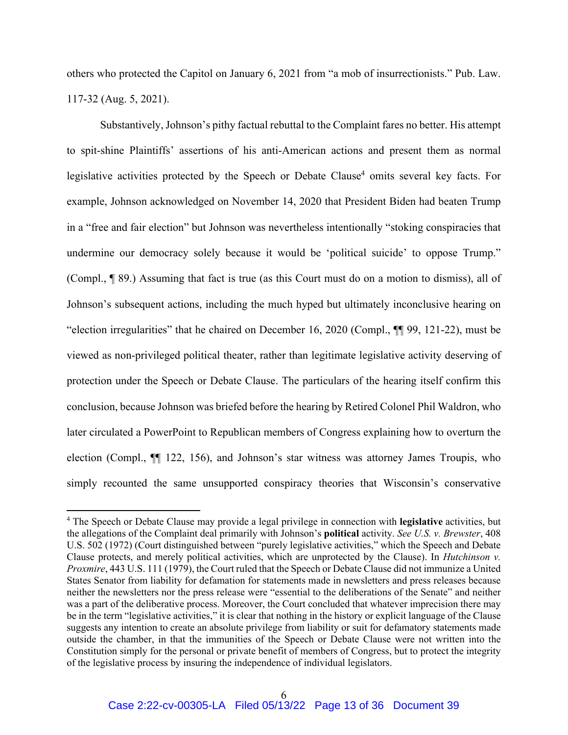others who protected the Capitol on January 6, 2021 from "a mob of insurrectionists." Pub. Law. 117-32 (Aug. 5, 2021).

Substantively, Johnson's pithy factual rebuttal to the Complaint fares no better. His attempt to spit-shine Plaintiffs' assertions of his anti-American actions and present them as normal legislative activities protected by the Speech or Debate Clause[4] omits several key facts. For example, Johnson acknowledged on November 14, 2020 that President Biden had beaten Trump in a "free and fair election" but Johnson was nevertheless intentionally "stoking conspiracies that undermine our democracy solely because it would be 'political suicide' to oppose Trump." (Compl., ¶ 89.) Assuming that fact is true (as this Court must do on a motion to dismiss), all of Johnson's subsequent actions, including the much hyped but ultimately inconclusive hearing on "election irregularities" that he chaired on December 16, 2020 (Compl., ¶¶ 99, 121-22), must be viewed as non-privileged political theater, rather than legitimate legislative activity deserving of protection under the Speech or Debate Clause. The particulars of the hearing itself confirm this conclusion, because Johnson was briefed before the hearing by Retired Colonel Phil Waldron, who later circulated a PowerPoint to Republican members of Congress explaining how to overturn the election (Compl., ¶¶ 122, 156), and Johnson's star witness was attorney James Troupis, who simply recounted the same unsupported conspiracy theories that Wisconsin's conservative

---

[4] The Speech or Debate Clause may provide a legal privilege in connection with **legislative** activities, but the allegations of the Complaint deal primarily with Johnson's **political** activity. *See U.S. v. Brewster*, 408 U.S. 502 (1972) (Court distinguished between "purely legislative activities," which the Speech and Debate Clause protects, and merely political activities, which are unprotected by the Clause). In *Hutchinson v. Proxmire*, 443 U.S. 111 (1979), the Court ruled that the Speech or Debate Clause did not immunize a United States Senator from liability for defamation for statements made in newsletters and press releases because neither the newsletters nor the press release were "essential to the deliberations of the Senate" and neither was a part of the deliberative process. Moreover, the Court concluded that whatever imprecision there may be in the term "legislative activities," it is clear that nothing in the history or explicit language of the Clause suggests any intention to create an absolute privilege from liability or suit for defamatory statements made outside the chamber, in that the immunities of the Speech or Debate Clause were not written into the Constitution simply for the personal or private benefit of members of Congress, but to protect the integrity of the legislative process by insuring the independence of individual legislators.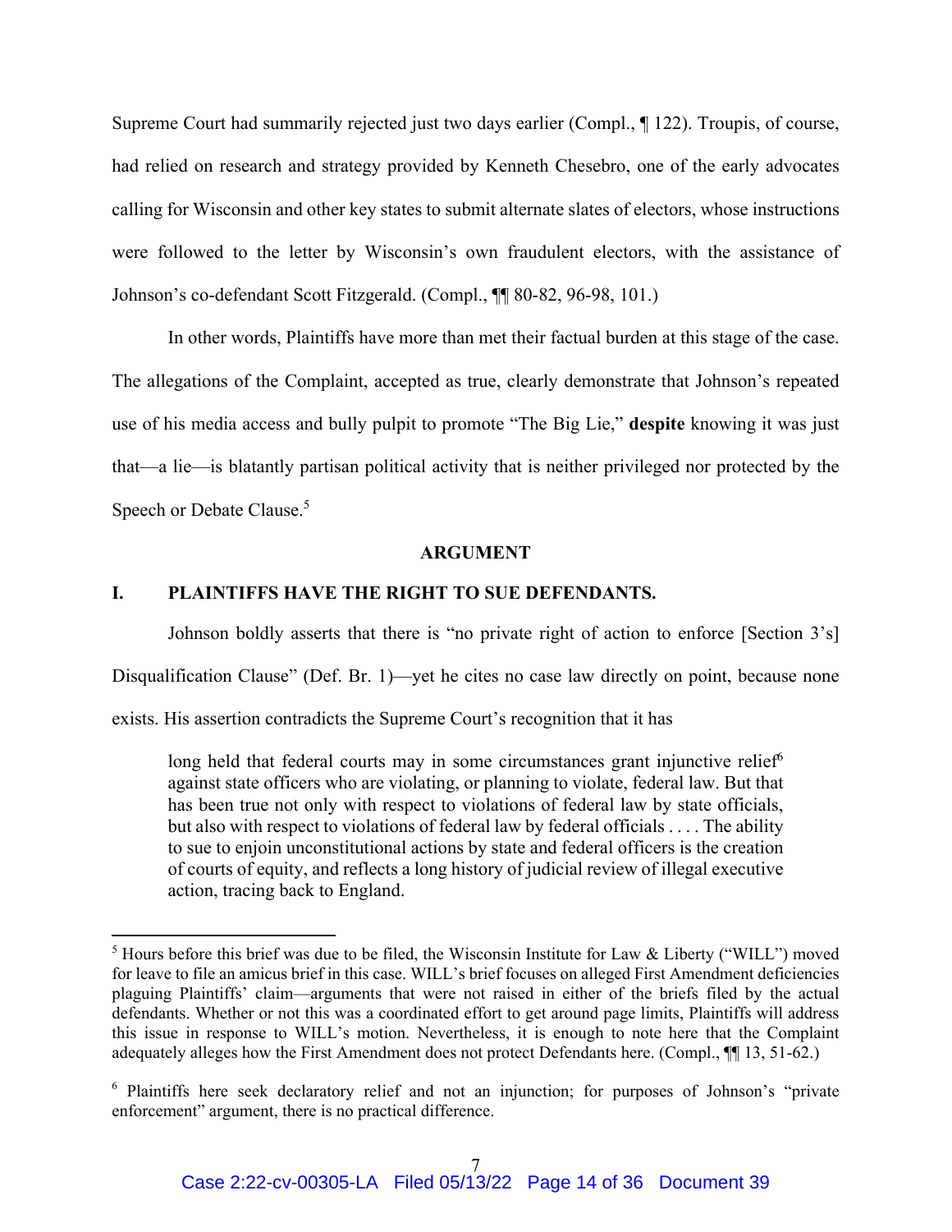Supreme Court had summarily rejected just two days earlier (Compl., ¶ 122). Troupis, of course, had relied on research and strategy provided by Kenneth Chesebro, one of the early advocates calling for Wisconsin and other key states to submit alternate slates of electors, whose instructions were followed to the letter by Wisconsin's own fraudulent electors, with the assistance of Johnson's co-defendant Scott Fitzgerald. (Compl., ¶¶ 80-82, 96-98, 101.)

In other words, Plaintiffs have more than met their factual burden at this stage of the case. The allegations of the Complaint, accepted as true, clearly demonstrate that Johnson's repeated use of his media access and bully pulpit to promote "The Big Lie," **despite** knowing it was just that—a lie—is blatantly partisan political activity that is neither privileged nor protected by the Speech or Debate Clause.[5]

**ARGUMENT**

## I. PLAINTIFFS HAVE THE RIGHT TO SUE DEFENDANTS.

Johnson boldly asserts that there is "no private right of action to enforce [Section 3's] Disqualification Clause" (Def. Br. 1)—yet he cites no case law directly on point, because none exists. His assertion contradicts the Supreme Court's recognition that it has

> long held that federal courts may in some circumstances grant injunctive relief[6] against state officers who are violating, or planning to violate, federal law. But that has been true not only with respect to violations of federal law by state officials, but also with respect to violations of federal law by federal officials . . . . The ability to sue to enjoin unconstitutional actions by state and federal officers is the creation of courts of equity, and reflects a long history of judicial review of illegal executive action, tracing back to England.

---

[5] Hours before this brief was due to be filed, the Wisconsin Institute for Law & Liberty ("WILL") moved for leave to file an amicus brief in this case. WILL's brief focuses on alleged First Amendment deficiencies plaguing Plaintiffs' claim—arguments that were not raised in either of the briefs filed by the actual defendants. Whether or not this was a coordinated effort to get around page limits, Plaintiffs will address this issue in response to WILL's motion. Nevertheless, it is enough to note here that the Complaint adequately alleges how the First Amendment does not protect Defendants here. (Compl., ¶¶ 13, 51-62.)

[6] Plaintiffs here seek declaratory relief and not an injunction; for purposes of Johnson's "private enforcement" argument, there is no practical difference.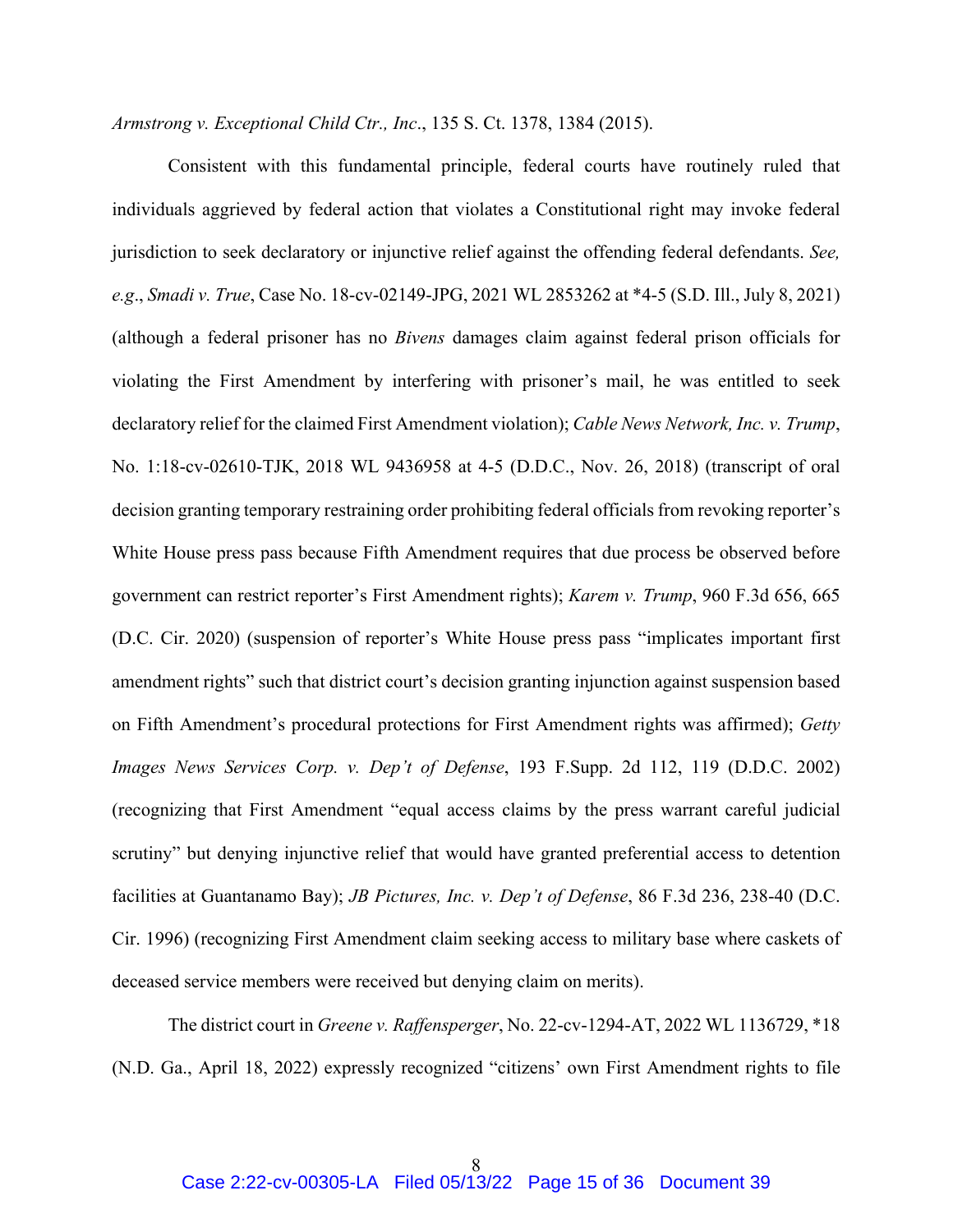*Armstrong v. Exceptional Child Ctr., Inc*., 135 S. Ct. 1378, 1384 (2015).

Consistent with this fundamental principle, federal courts have routinely ruled that individuals aggrieved by federal action that violates a Constitutional right may invoke federal jurisdiction to seek declaratory or injunctive relief against the offending federal defendants. *See, e.g*., *Smadi v. True*, Case No. 18-cv-02149-JPG, 2021 WL 2853262 at *4-5 (S.D. Ill., July 8, 2021) (although a federal prisoner has no *Bivens* damages claim against federal prison officials for violating the First Amendment by interfering with prisoner's mail, he was entitled to seek declaratory relief for the claimed First Amendment violation); *Cable News Network, Inc. v. Trump*, No. 1:18-cv-02610-TJK, 2018 WL 9436958 at 4-5 (D.D.C., Nov. 26, 2018) (transcript of oral decision granting temporary restraining order prohibiting federal officials from revoking reporter's White House press pass because Fifth Amendment requires that due process be observed before government can restrict reporter's First Amendment rights); *Karem v. Trump*, 960 F.3d 656, 665 (D.C. Cir. 2020) (suspension of reporter's White House press pass "implicates important first amendment rights" such that district court's decision granting injunction against suspension based on Fifth Amendment's procedural protections for First Amendment rights was affirmed); *Getty Images News Services Corp. v. Dep't of Defense*, 193 F.Supp. 2d 112, 119 (D.D.C. 2002) (recognizing that First Amendment "equal access claims by the press warrant careful judicial scrutiny" but denying injunctive relief that would have granted preferential access to detention facilities at Guantanamo Bay); *JB Pictures, Inc. v. Dep't of Defense*, 86 F.3d 236, 238-40 (D.C. Cir. 1996) (recognizing First Amendment claim seeking access to military base where caskets of deceased service members were received but denying claim on merits).

The district court in *Greene v. Raffensperger*, No. 22-cv-1294-AT, 2022 WL 1136729, *18 (N.D. Ga., April 18, 2022) expressly recognized "citizens' own First Amendment rights to file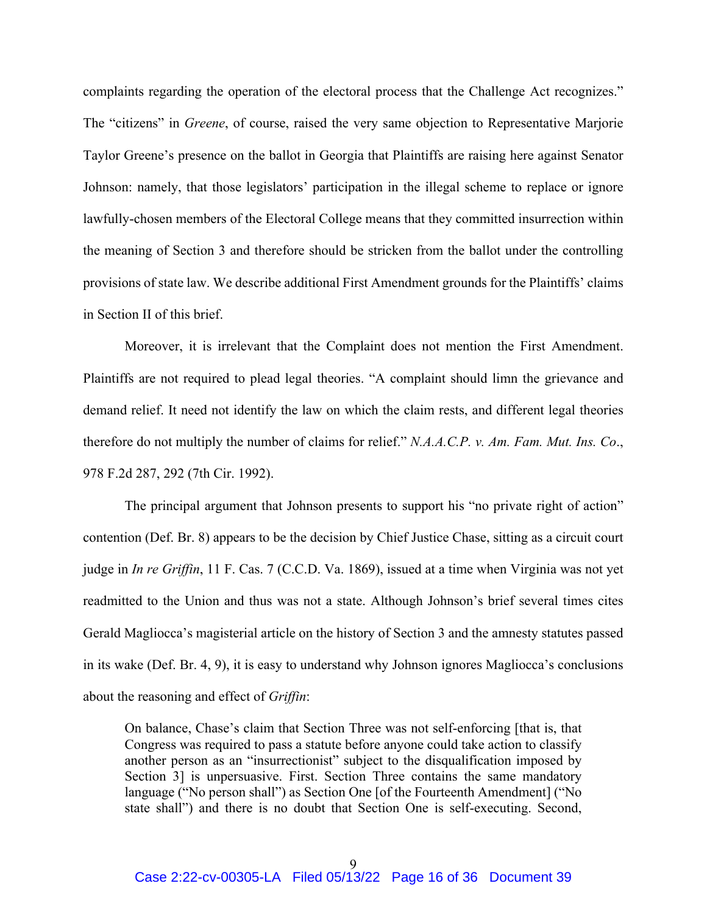complaints regarding the operation of the electoral process that the Challenge Act recognizes." The "citizens" in *Greene*, of course, raised the very same objection to Representative Marjorie Taylor Greene's presence on the ballot in Georgia that Plaintiffs are raising here against Senator Johnson: namely, that those legislators' participation in the illegal scheme to replace or ignore lawfully-chosen members of the Electoral College means that they committed insurrection within the meaning of Section 3 and therefore should be stricken from the ballot under the controlling provisions of state law. We describe additional First Amendment grounds for the Plaintiffs' claims in Section II of this brief.

Moreover, it is irrelevant that the Complaint does not mention the First Amendment. Plaintiffs are not required to plead legal theories. "A complaint should limn the grievance and demand relief. It need not identify the law on which the claim rests, and different legal theories therefore do not multiply the number of claims for relief." *N.A.A.C.P. v. Am. Fam. Mut. Ins. Co*., 978 F.2d 287, 292 (7th Cir. 1992).

The principal argument that Johnson presents to support his "no private right of action" contention (Def. Br. 8) appears to be the decision by Chief Justice Chase, sitting as a circuit court judge in *In re Griffin*, 11 F. Cas. 7 (C.C.D. Va. 1869), issued at a time when Virginia was not yet readmitted to the Union and thus was not a state. Although Johnson's brief several times cites Gerald Magliocca's magisterial article on the history of Section 3 and the amnesty statutes passed in its wake (Def. Br. 4, 9), it is easy to understand why Johnson ignores Magliocca's conclusions about the reasoning and effect of *Griffin*:

> On balance, Chase's claim that Section Three was not self-enforcing [that is, that Congress was required to pass a statute before anyone could take action to classify another person as an "insurrectionist" subject to the disqualification imposed by Section 3] is unpersuasive. First. Section Three contains the same mandatory language ("No person shall") as Section One [of the Fourteenth Amendment] ("No state shall") and there is no doubt that Section One is self-executing. Second,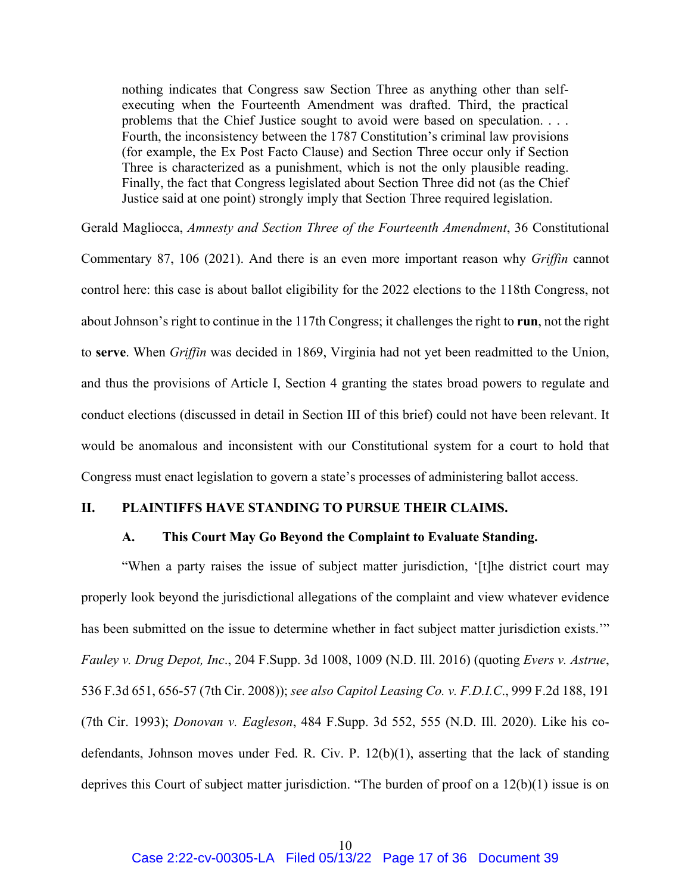> nothing indicates that Congress saw Section Three as anything other than self-executing when the Fourteenth Amendment was drafted. Third, the practical problems that the Chief Justice sought to avoid were based on speculation. . . . Fourth, the inconsistency between the 1787 Constitution's criminal law provisions (for example, the Ex Post Facto Clause) and Section Three occur only if Section Three is characterized as a punishment, which is not the only plausible reading. Finally, the fact that Congress legislated about Section Three did not (as the Chief Justice said at one point) strongly imply that Section Three required legislation.

Gerald Magliocca, *Amnesty and Section Three of the Fourteenth Amendment*, 36 Constitutional Commentary 87, 106 (2021). And there is an even more important reason why *Griffin* cannot control here: this case is about ballot eligibility for the 2022 elections to the 118th Congress, not about Johnson's right to continue in the 117th Congress; it challenges the right to **run**, not the right to **serve**. When *Griffin* was decided in 1869, Virginia had not yet been readmitted to the Union, and thus the provisions of Article I, Section 4 granting the states broad powers to regulate and conduct elections (discussed in detail in Section III of this brief) could not have been relevant. It would be anomalous and inconsistent with our Constitutional system for a court to hold that Congress must enact legislation to govern a state's processes of administering ballot access.

## II. PLAINTIFFS HAVE STANDING TO PURSUE THEIR CLAIMS.

### A. This Court May Go Beyond the Complaint to Evaluate Standing.

"When a party raises the issue of subject matter jurisdiction, '[t]he district court may properly look beyond the jurisdictional allegations of the complaint and view whatever evidence has been submitted on the issue to determine whether in fact subject matter jurisdiction exists.'" *Fauley v. Drug Depot, Inc*., 204 F.Supp. 3d 1008, 1009 (N.D. Ill. 2016) (quoting *Evers v. Astrue*, 536 F.3d 651, 656-57 (7th Cir. 2008)); *see also Capitol Leasing Co. v. F.D.I.C*., 999 F.2d 188, 191 (7th Cir. 1993); *Donovan v. Eagleson*, 484 F.Supp. 3d 552, 555 (N.D. Ill. 2020). Like his co-defendants, Johnson moves under Fed. R. Civ. P. 12(b)(1), asserting that the lack of standing deprives this Court of subject matter jurisdiction. "The burden of proof on a 12(b)(1) issue is on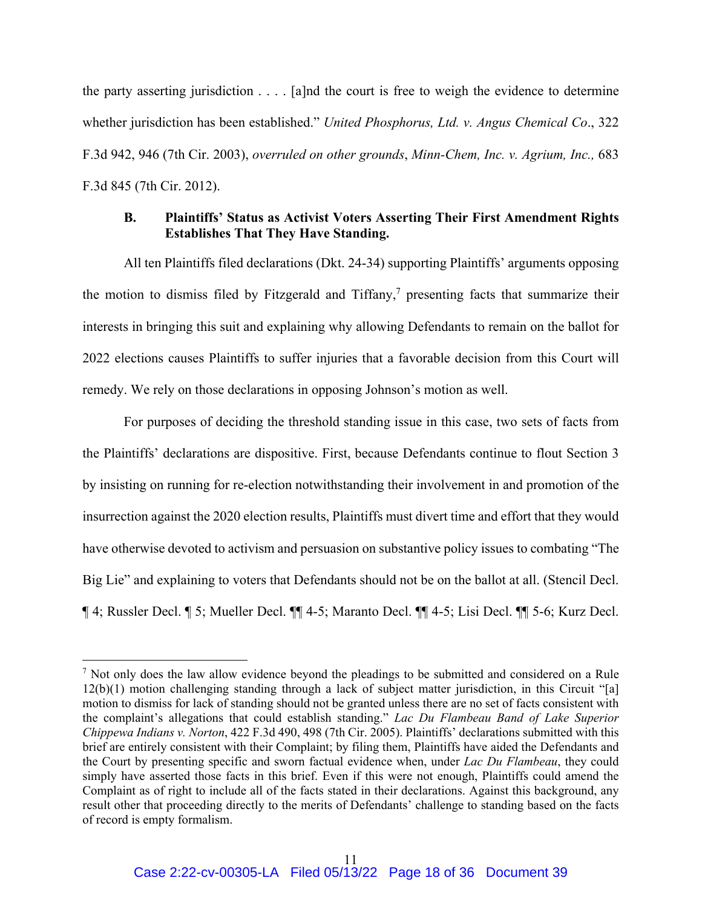the party asserting jurisdiction . . . . [a]nd the court is free to weigh the evidence to determine whether jurisdiction has been established." *United Phosphorus, Ltd. v. Angus Chemical Co*., 322 F.3d 942, 946 (7th Cir. 2003), *overruled on other grounds*, *Minn-Chem, Inc. v. Agrium, Inc.,* 683 F.3d 845 (7th Cir. 2012).

### B. Plaintiffs' Status as Activist Voters Asserting Their First Amendment Rights Establishes That They Have Standing.

All ten Plaintiffs filed declarations (Dkt. 24-34) supporting Plaintiffs' arguments opposing the motion to dismiss filed by Fitzgerald and Tiffany,[7] presenting facts that summarize their interests in bringing this suit and explaining why allowing Defendants to remain on the ballot for 2022 elections causes Plaintiffs to suffer injuries that a favorable decision from this Court will remedy. We rely on those declarations in opposing Johnson's motion as well.

For purposes of deciding the threshold standing issue in this case, two sets of facts from the Plaintiffs' declarations are dispositive. First, because Defendants continue to flout Section 3 by insisting on running for re-election notwithstanding their involvement in and promotion of the insurrection against the 2020 election results, Plaintiffs must divert time and effort that they would have otherwise devoted to activism and persuasion on substantive policy issues to combating "The Big Lie" and explaining to voters that Defendants should not be on the ballot at all. (Stencil Decl. ¶ 4; Russler Decl. ¶ 5; Mueller Decl. ¶¶ 4-5; Maranto Decl. ¶¶ 4-5; Lisi Decl. ¶¶ 5-6; Kurz Decl.

[7] Not only does the law allow evidence beyond the pleadings to be submitted and considered on a Rule 12(b)(1) motion challenging standing through a lack of subject matter jurisdiction, in this Circuit "[a] motion to dismiss for lack of standing should not be granted unless there are no set of facts consistent with the complaint's allegations that could establish standing." *Lac Du Flambeau Band of Lake Superior Chippewa Indians v. Norton*, 422 F.3d 490, 498 (7th Cir. 2005). Plaintiffs' declarations submitted with this brief are entirely consistent with their Complaint; by filing them, Plaintiffs have aided the Defendants and the Court by presenting specific and sworn factual evidence when, under *Lac Du Flambeau*, they could simply have asserted those facts in this brief. Even if this were not enough, Plaintiffs could amend the Complaint as of right to include all of the facts stated in their declarations. Against this background, any result other that proceeding directly to the merits of Defendants' challenge to standing based on the facts of record is empty formalism.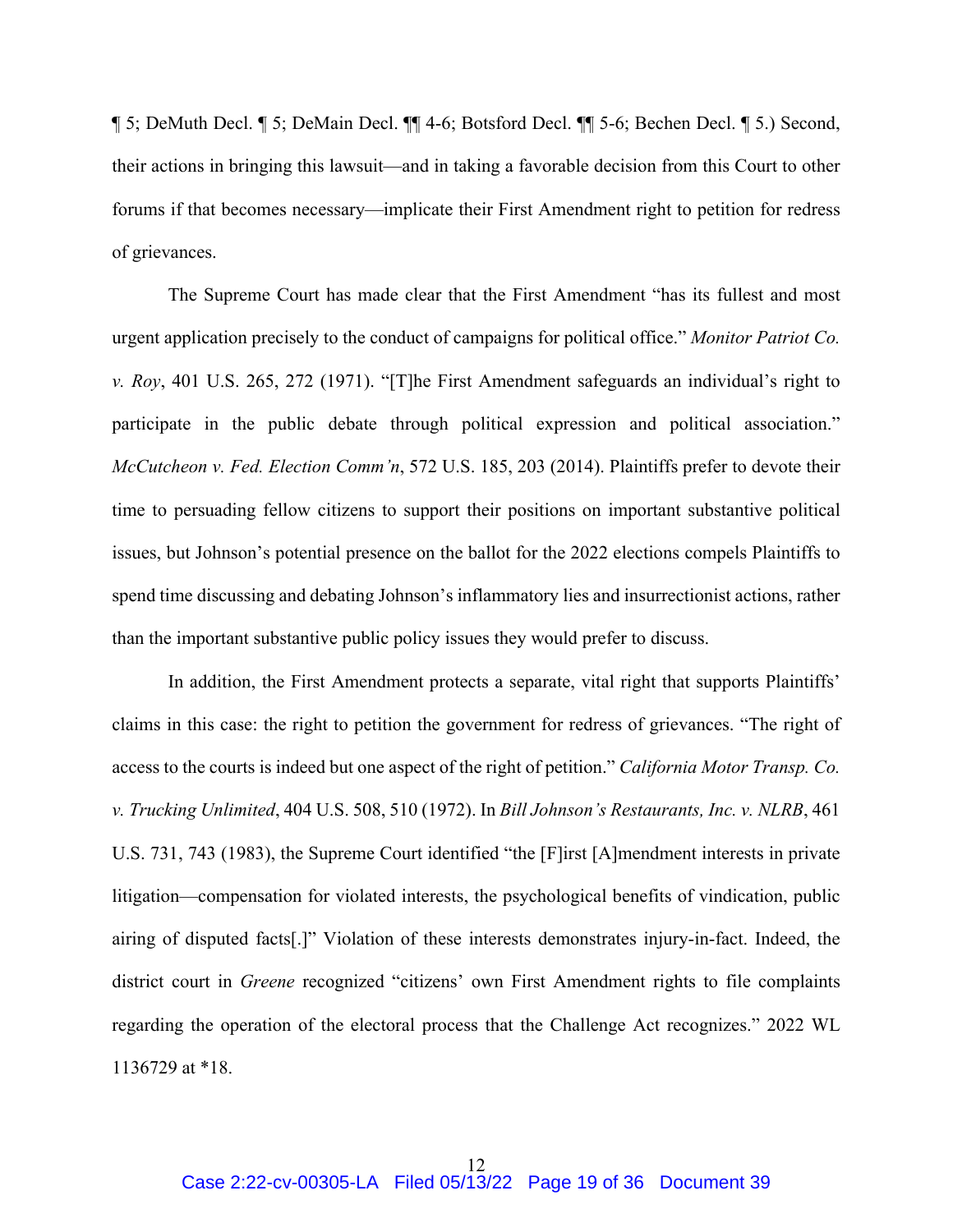¶ 5; DeMuth Decl. ¶ 5; DeMain Decl. ¶¶ 4-6; Botsford Decl. ¶¶ 5-6; Bechen Decl. ¶ 5.) Second, their actions in bringing this lawsuit—and in taking a favorable decision from this Court to other forums if that becomes necessary—implicate their First Amendment right to petition for redress of grievances.

The Supreme Court has made clear that the First Amendment "has its fullest and most urgent application precisely to the conduct of campaigns for political office." *Monitor Patriot Co. v. Roy*, 401 U.S. 265, 272 (1971). "[T]he First Amendment safeguards an individual's right to participate in the public debate through political expression and political association." *McCutcheon v. Fed. Election Comm'n*, 572 U.S. 185, 203 (2014). Plaintiffs prefer to devote their time to persuading fellow citizens to support their positions on important substantive political issues, but Johnson's potential presence on the ballot for the 2022 elections compels Plaintiffs to spend time discussing and debating Johnson's inflammatory lies and insurrectionist actions, rather than the important substantive public policy issues they would prefer to discuss.

In addition, the First Amendment protects a separate, vital right that supports Plaintiffs' claims in this case: the right to petition the government for redress of grievances. "The right of access to the courts is indeed but one aspect of the right of petition." *California Motor Transp. Co. v. Trucking Unlimited*, 404 U.S. 508, 510 (1972). In *Bill Johnson's Restaurants, Inc. v. NLRB*, 461 U.S. 731, 743 (1983), the Supreme Court identified "the [F]irst [A]mendment interests in private litigation—compensation for violated interests, the psychological benefits of vindication, public airing of disputed facts[.]" Violation of these interests demonstrates injury-in-fact. Indeed, the district court in *Greene* recognized "citizens' own First Amendment rights to file complaints regarding the operation of the electoral process that the Challenge Act recognizes." 2022 WL 1136729 at *18.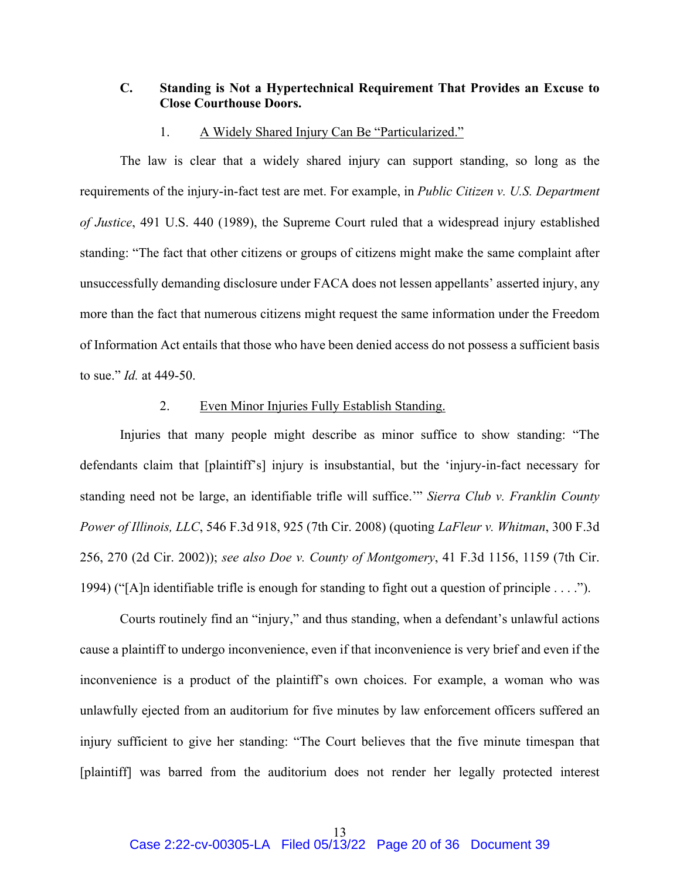### C. Standing is Not a Hypertechnical Requirement That Provides an Excuse to Close Courthouse Doors.

#### 1. A Widely Shared Injury Can Be "Particularized."

The law is clear that a widely shared injury can support standing, so long as the requirements of the injury-in-fact test are met. For example, in *Public Citizen v. U.S. Department of Justice*, 491 U.S. 440 (1989), the Supreme Court ruled that a widespread injury established standing: "The fact that other citizens or groups of citizens might make the same complaint after unsuccessfully demanding disclosure under FACA does not lessen appellants' asserted injury, any more than the fact that numerous citizens might request the same information under the Freedom of Information Act entails that those who have been denied access do not possess a sufficient basis to sue." *Id.* at 449-50.

#### 2. Even Minor Injuries Fully Establish Standing.

Injuries that many people might describe as minor suffice to show standing: "The defendants claim that [plaintiff's] injury is insubstantial, but the 'injury-in-fact necessary for standing need not be large, an identifiable trifle will suffice.'" *Sierra Club v. Franklin County Power of Illinois, LLC*, 546 F.3d 918, 925 (7th Cir. 2008) (quoting *LaFleur v. Whitman*, 300 F.3d 256, 270 (2d Cir. 2002)); *see also Doe v. County of Montgomery*, 41 F.3d 1156, 1159 (7th Cir. 1994) ("[A]n identifiable trifle is enough for standing to fight out a question of principle . . . .").

Courts routinely find an "injury," and thus standing, when a defendant's unlawful actions cause a plaintiff to undergo inconvenience, even if that inconvenience is very brief and even if the inconvenience is a product of the plaintiff's own choices. For example, a woman who was unlawfully ejected from an auditorium for five minutes by law enforcement officers suffered an injury sufficient to give her standing: "The Court believes that the five minute timespan that [plaintiff] was barred from the auditorium does not render her legally protected interest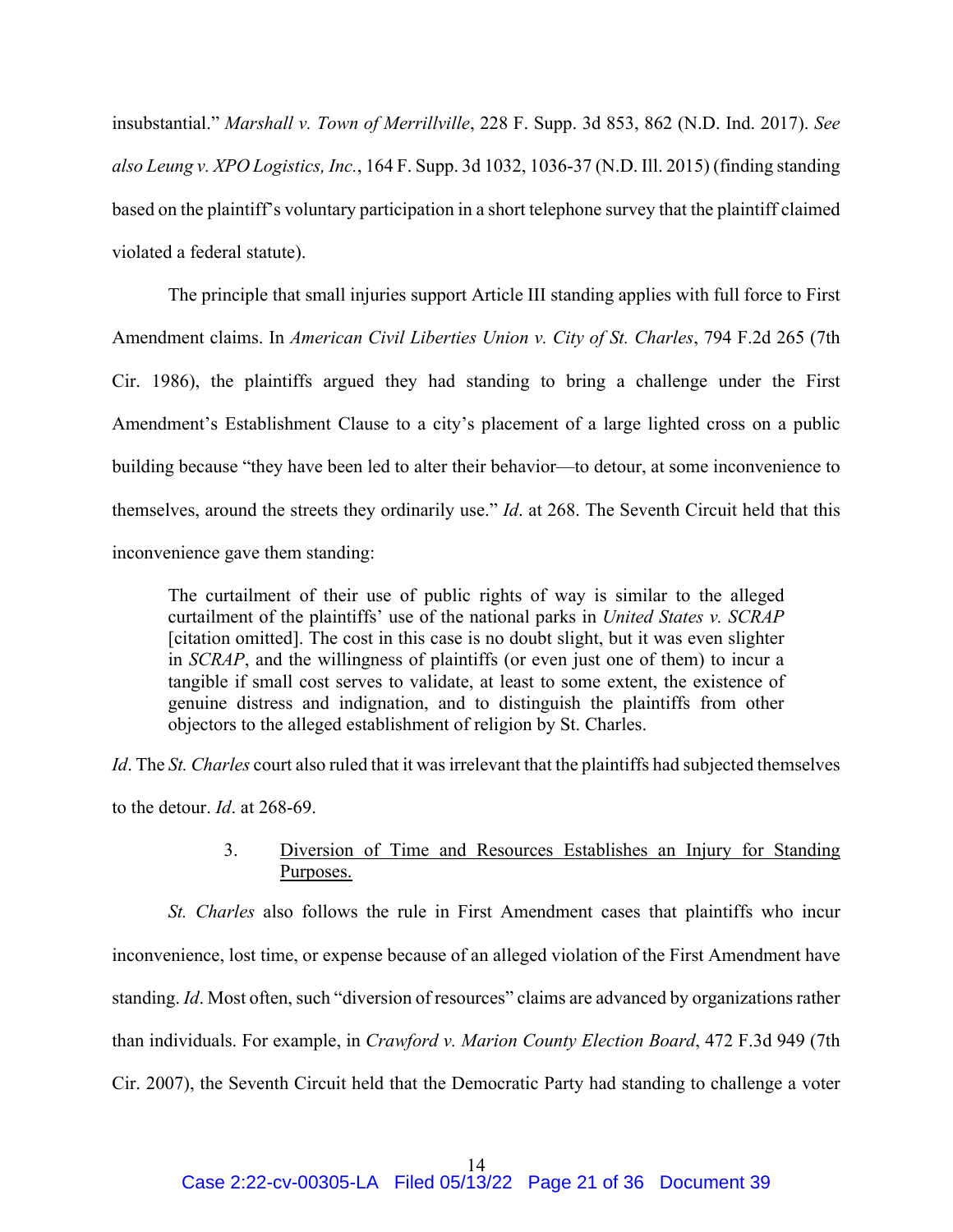insubstantial." *Marshall v. Town of Merrillville*, 228 F. Supp. 3d 853, 862 (N.D. Ind. 2017). *See also Leung v. XPO Logistics, Inc.*, 164 F. Supp. 3d 1032, 1036-37 (N.D. Ill. 2015) (finding standing based on the plaintiff's voluntary participation in a short telephone survey that the plaintiff claimed violated a federal statute).

The principle that small injuries support Article III standing applies with full force to First Amendment claims. In *American Civil Liberties Union v. City of St. Charles*, 794 F.2d 265 (7th Cir. 1986), the plaintiffs argued they had standing to bring a challenge under the First Amendment's Establishment Clause to a city's placement of a large lighted cross on a public building because "they have been led to alter their behavior—to detour, at some inconvenience to themselves, around the streets they ordinarily use." *Id*. at 268. The Seventh Circuit held that this inconvenience gave them standing:

> The curtailment of their use of public rights of way is similar to the alleged curtailment of the plaintiffs' use of the national parks in *United States v. SCRAP* [citation omitted]. The cost in this case is no doubt slight, but it was even slighter in *SCRAP*, and the willingness of plaintiffs (or even just one of them) to incur a tangible if small cost serves to validate, at least to some extent, the existence of genuine distress and indignation, and to distinguish the plaintiffs from other objectors to the alleged establishment of religion by St. Charles.

*Id*. The *St. Charles* court also ruled that it was irrelevant that the plaintiffs had subjected themselves to the detour. *Id*. at 268-69.

### 3. Diversion of Time and Resources Establishes an Injury for Standing Purposes.

*St. Charles* also follows the rule in First Amendment cases that plaintiffs who incur inconvenience, lost time, or expense because of an alleged violation of the First Amendment have standing. *Id*. Most often, such "diversion of resources" claims are advanced by organizations rather than individuals. For example, in *Crawford v. Marion County Election Board*, 472 F.3d 949 (7th Cir. 2007), the Seventh Circuit held that the Democratic Party had standing to challenge a voter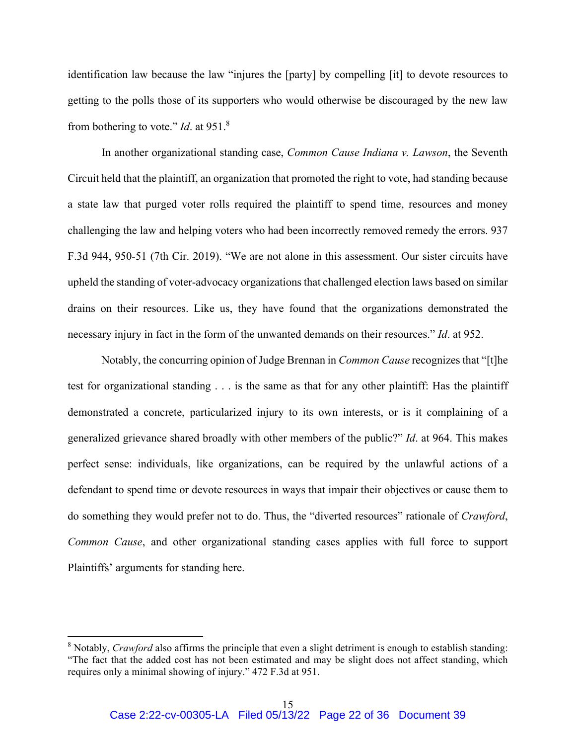identification law because the law "injures the [party] by compelling [it] to devote resources to getting to the polls those of its supporters who would otherwise be discouraged by the new law from bothering to vote." *Id*. at 951.[8]

In another organizational standing case, *Common Cause Indiana v. Lawson*, the Seventh Circuit held that the plaintiff, an organization that promoted the right to vote, had standing because a state law that purged voter rolls required the plaintiff to spend time, resources and money challenging the law and helping voters who had been incorrectly removed remedy the errors. 937 F.3d 944, 950-51 (7th Cir. 2019). "We are not alone in this assessment. Our sister circuits have upheld the standing of voter-advocacy organizations that challenged election laws based on similar drains on their resources. Like us, they have found that the organizations demonstrated the necessary injury in fact in the form of the unwanted demands on their resources." *Id*. at 952.

Notably, the concurring opinion of Judge Brennan in *Common Cause* recognizes that "[t]he test for organizational standing . . . is the same as that for any other plaintiff: Has the plaintiff demonstrated a concrete, particularized injury to its own interests, or is it complaining of a generalized grievance shared broadly with other members of the public?" *Id*. at 964. This makes perfect sense: individuals, like organizations, can be required by the unlawful actions of a defendant to spend time or devote resources in ways that impair their objectives or cause them to do something they would prefer not to do. Thus, the "diverted resources" rationale of *Crawford*, *Common Cause*, and other organizational standing cases applies with full force to support Plaintiffs' arguments for standing here.

---

[8] Notably, *Crawford* also affirms the principle that even a slight detriment is enough to establish standing: "The fact that the added cost has not been estimated and may be slight does not affect standing, which requires only a minimal showing of injury." 472 F.3d at 951.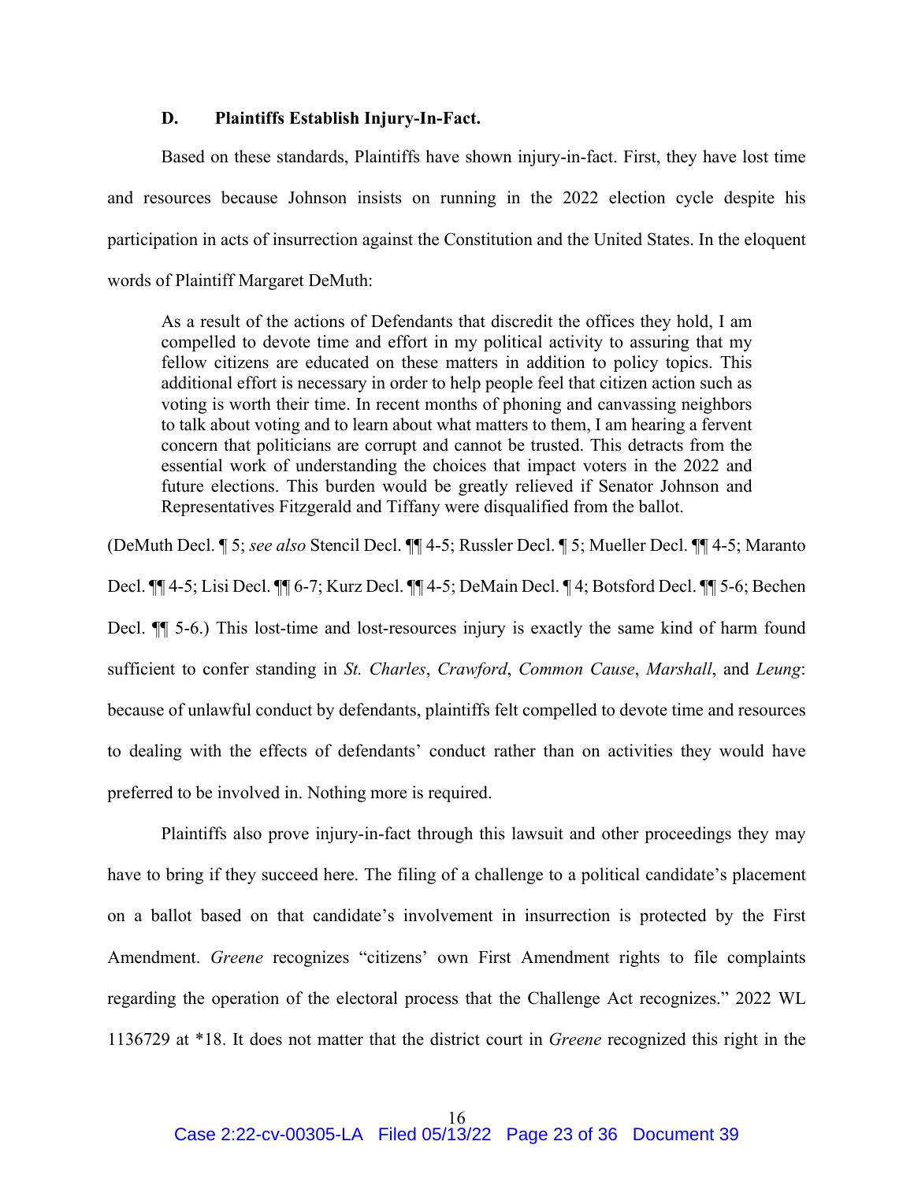### D. Plaintiffs Establish Injury-In-Fact.

Based on these standards, Plaintiffs have shown injury-in-fact. First, they have lost time and resources because Johnson insists on running in the 2022 election cycle despite his participation in acts of insurrection against the Constitution and the United States. In the eloquent words of Plaintiff Margaret DeMuth:

> As a result of the actions of Defendants that discredit the offices they hold, I am compelled to devote time and effort in my political activity to assuring that my fellow citizens are educated on these matters in addition to policy topics. This additional effort is necessary in order to help people feel that citizen action such as voting is worth their time. In recent months of phoning and canvassing neighbors to talk about voting and to learn about what matters to them, I am hearing a fervent concern that politicians are corrupt and cannot be trusted. This detracts from the essential work of understanding the choices that impact voters in the 2022 and future elections. This burden would be greatly relieved if Senator Johnson and Representatives Fitzgerald and Tiffany were disqualified from the ballot.

(DeMuth Decl. ¶ 5; *see also* Stencil Decl. ¶¶ 4-5; Russler Decl. ¶ 5; Mueller Decl. ¶¶ 4-5; Maranto Decl. ¶¶ 4-5; Lisi Decl. ¶¶ 6-7; Kurz Decl. ¶¶ 4-5; DeMain Decl. ¶ 4; Botsford Decl. ¶¶ 5-6; Bechen Decl. ¶¶ 5-6.) This lost-time and lost-resources injury is exactly the same kind of harm found sufficient to confer standing in *St. Charles*, *Crawford*, *Common Cause*, *Marshall*, and *Leung*: because of unlawful conduct by defendants, plaintiffs felt compelled to devote time and resources to dealing with the effects of defendants' conduct rather than on activities they would have preferred to be involved in. Nothing more is required.

Plaintiffs also prove injury-in-fact through this lawsuit and other proceedings they may have to bring if they succeed here. The filing of a challenge to a political candidate's placement on a ballot based on that candidate's involvement in insurrection is protected by the First Amendment. *Greene* recognizes "citizens' own First Amendment rights to file complaints regarding the operation of the electoral process that the Challenge Act recognizes." 2022 WL 1136729 at *18. It does not matter that the district court in *Greene* recognized this right in the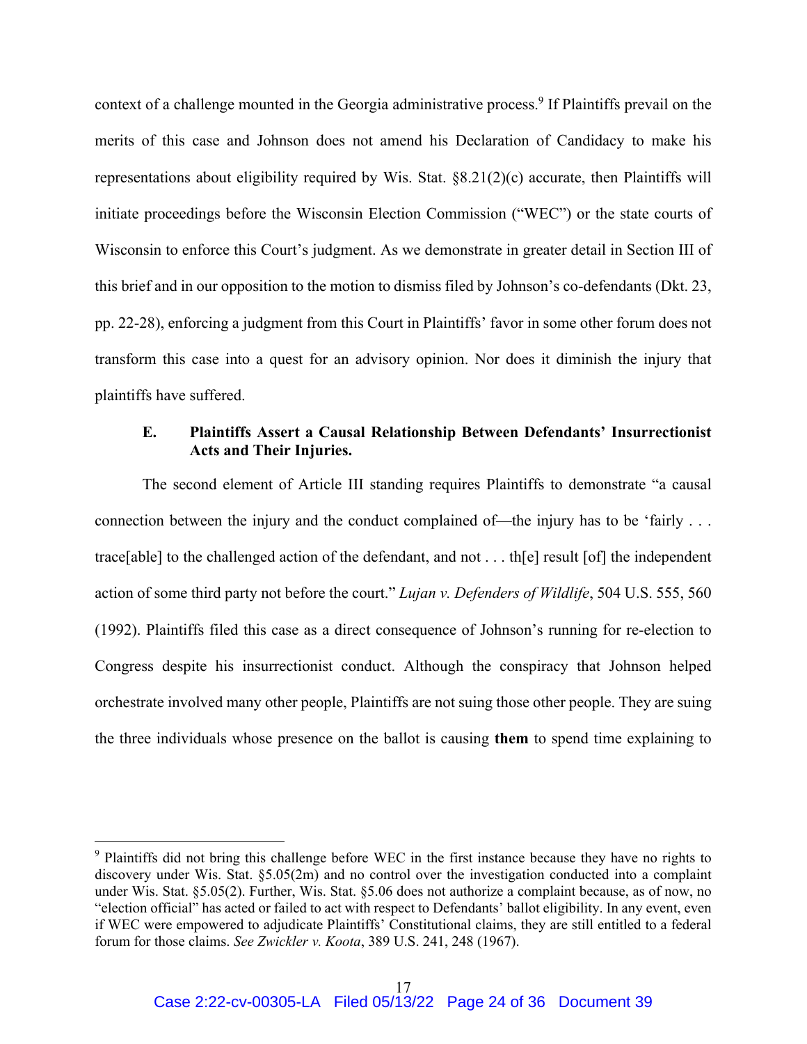context of a challenge mounted in the Georgia administrative process.[9] If Plaintiffs prevail on the merits of this case and Johnson does not amend his Declaration of Candidacy to make his representations about eligibility required by Wis. Stat. §8.21(2)(c) accurate, then Plaintiffs will initiate proceedings before the Wisconsin Election Commission ("WEC") or the state courts of Wisconsin to enforce this Court's judgment. As we demonstrate in greater detail in Section III of this brief and in our opposition to the motion to dismiss filed by Johnson's co-defendants (Dkt. 23, pp. 22-28), enforcing a judgment from this Court in Plaintiffs' favor in some other forum does not transform this case into a quest for an advisory opinion. Nor does it diminish the injury that plaintiffs have suffered.

### E. Plaintiffs Assert a Causal Relationship Between Defendants' Insurrectionist Acts and Their Injuries.

The second element of Article III standing requires Plaintiffs to demonstrate "a causal connection between the injury and the conduct complained of—the injury has to be 'fairly . . . trace[able] to the challenged action of the defendant, and not . . . th[e] result [of] the independent action of some third party not before the court." *Lujan v. Defenders of Wildlife*, 504 U.S. 555, 560 (1992). Plaintiffs filed this case as a direct consequence of Johnson's running for re-election to Congress despite his insurrectionist conduct. Although the conspiracy that Johnson helped orchestrate involved many other people, Plaintiffs are not suing those other people. They are suing the three individuals whose presence on the ballot is causing **them** to spend time explaining to

[9] Plaintiffs did not bring this challenge before WEC in the first instance because they have no rights to discovery under Wis. Stat. §5.05(2m) and no control over the investigation conducted into a complaint under Wis. Stat. §5.05(2). Further, Wis. Stat. §5.06 does not authorize a complaint because, as of now, no "election official" has acted or failed to act with respect to Defendants' ballot eligibility. In any event, even if WEC were empowered to adjudicate Plaintiffs' Constitutional claims, they are still entitled to a federal forum for those claims. *See Zwickler v. Koota*, 389 U.S. 241, 248 (1967).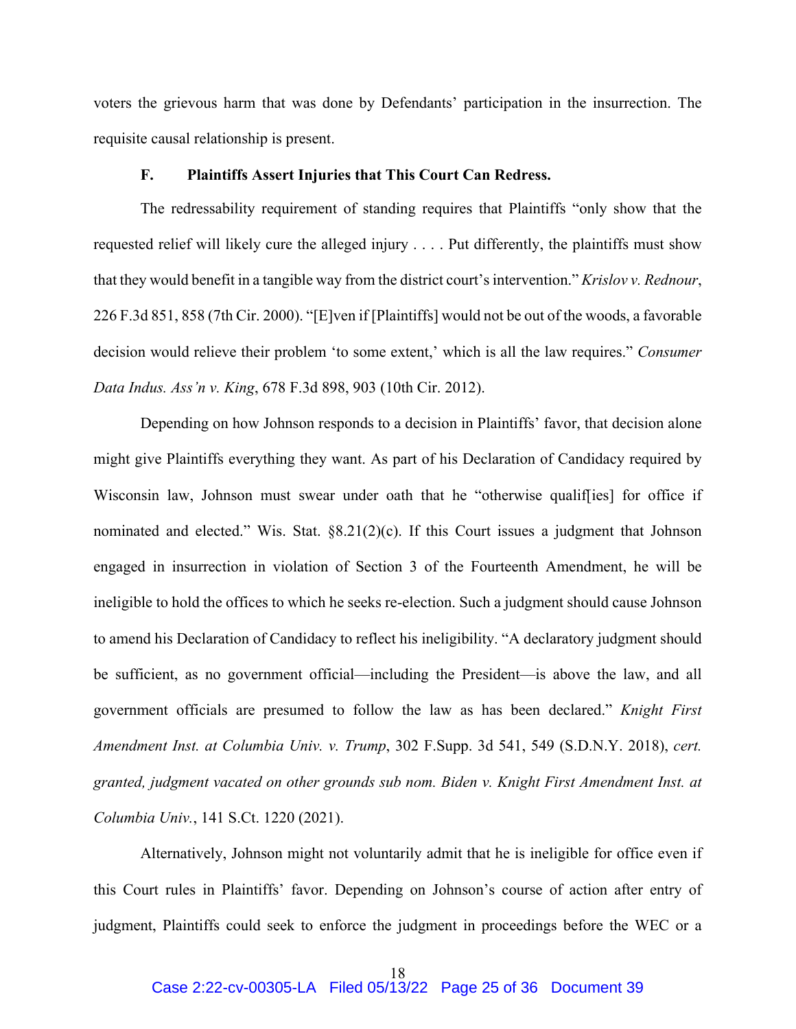voters the grievous harm that was done by Defendants' participation in the insurrection. The requisite causal relationship is present.

### F. Plaintiffs Assert Injuries that This Court Can Redress.

The redressability requirement of standing requires that Plaintiffs "only show that the requested relief will likely cure the alleged injury . . . . Put differently, the plaintiffs must show that they would benefit in a tangible way from the district court's intervention." *Krislov v. Rednour*, 226 F.3d 851, 858 (7th Cir. 2000). "[E]ven if [Plaintiffs] would not be out of the woods, a favorable decision would relieve their problem 'to some extent,' which is all the law requires." *Consumer Data Indus. Ass'n v. King*, 678 F.3d 898, 903 (10th Cir. 2012).

Depending on how Johnson responds to a decision in Plaintiffs' favor, that decision alone might give Plaintiffs everything they want. As part of his Declaration of Candidacy required by Wisconsin law, Johnson must swear under oath that he "otherwise qualif[ies] for office if nominated and elected." Wis. Stat. §8.21(2)(c). If this Court issues a judgment that Johnson engaged in insurrection in violation of Section 3 of the Fourteenth Amendment, he will be ineligible to hold the offices to which he seeks re-election. Such a judgment should cause Johnson to amend his Declaration of Candidacy to reflect his ineligibility. "A declaratory judgment should be sufficient, as no government official—including the President—is above the law, and all government officials are presumed to follow the law as has been declared." *Knight First Amendment Inst. at Columbia Univ. v. Trump*, 302 F.Supp. 3d 541, 549 (S.D.N.Y. 2018), *cert. granted, judgment vacated on other grounds sub nom. Biden v. Knight First Amendment Inst. at Columbia Univ.*, 141 S.Ct. 1220 (2021).

Alternatively, Johnson might not voluntarily admit that he is ineligible for office even if this Court rules in Plaintiffs' favor. Depending on Johnson's course of action after entry of judgment, Plaintiffs could seek to enforce the judgment in proceedings before the WEC or a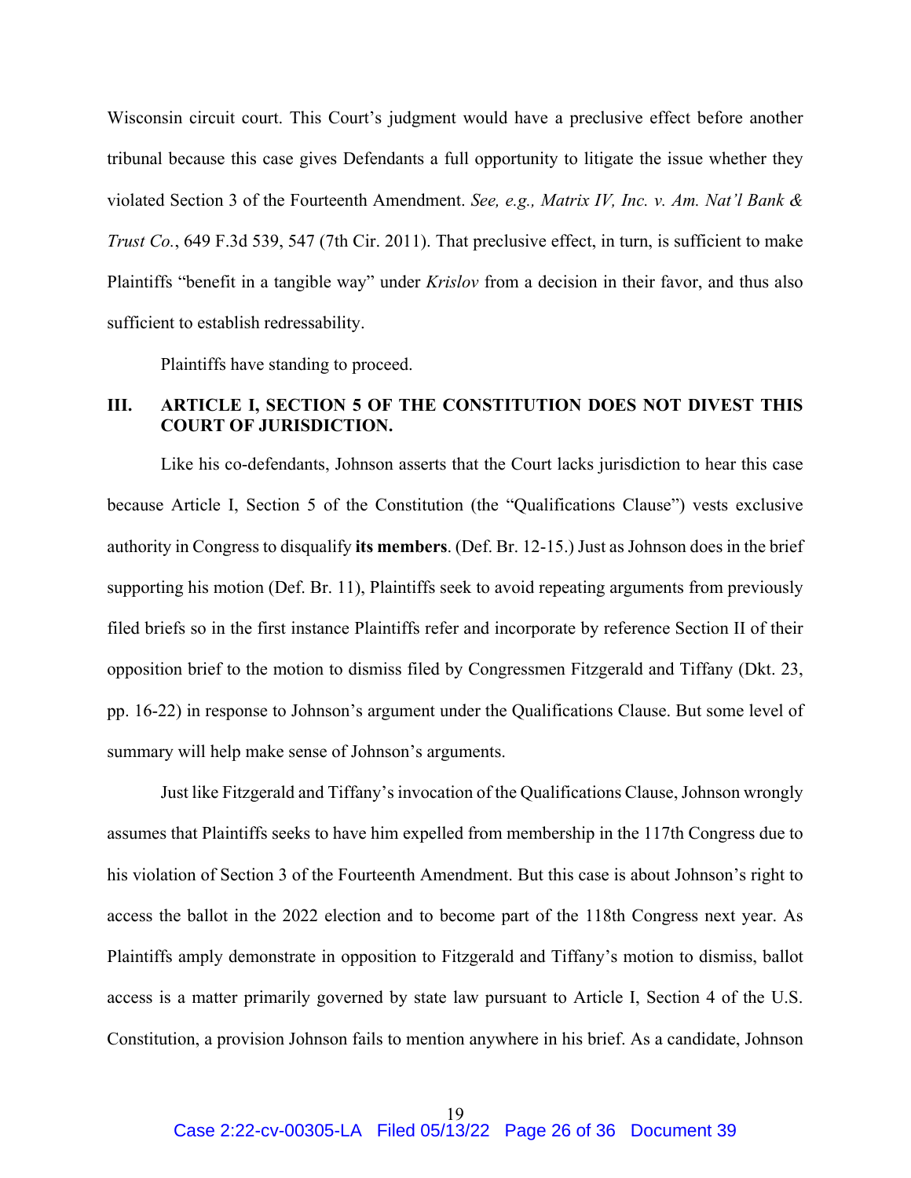Wisconsin circuit court. This Court's judgment would have a preclusive effect before another tribunal because this case gives Defendants a full opportunity to litigate the issue whether they violated Section 3 of the Fourteenth Amendment. *See, e.g., Matrix IV, Inc. v. Am. Nat'l Bank & Trust Co.*, 649 F.3d 539, 547 (7th Cir. 2011). That preclusive effect, in turn, is sufficient to make Plaintiffs "benefit in a tangible way" under *Krislov* from a decision in their favor, and thus also sufficient to establish redressability.

Plaintiffs have standing to proceed.

## III. ARTICLE I, SECTION 5 OF THE CONSTITUTION DOES NOT DIVEST THIS COURT OF JURISDICTION.

Like his co-defendants, Johnson asserts that the Court lacks jurisdiction to hear this case because Article I, Section 5 of the Constitution (the "Qualifications Clause") vests exclusive authority in Congress to disqualify **its members**. (Def. Br. 12-15.) Just as Johnson does in the brief supporting his motion (Def. Br. 11), Plaintiffs seek to avoid repeating arguments from previously filed briefs so in the first instance Plaintiffs refer and incorporate by reference Section II of their opposition brief to the motion to dismiss filed by Congressmen Fitzgerald and Tiffany (Dkt. 23, pp. 16-22) in response to Johnson's argument under the Qualifications Clause. But some level of summary will help make sense of Johnson's arguments.

Just like Fitzgerald and Tiffany's invocation of the Qualifications Clause, Johnson wrongly assumes that Plaintiffs seeks to have him expelled from membership in the 117th Congress due to his violation of Section 3 of the Fourteenth Amendment. But this case is about Johnson's right to access the ballot in the 2022 election and to become part of the 118th Congress next year. As Plaintiffs amply demonstrate in opposition to Fitzgerald and Tiffany's motion to dismiss, ballot access is a matter primarily governed by state law pursuant to Article I, Section 4 of the U.S. Constitution, a provision Johnson fails to mention anywhere in his brief. As a candidate, Johnson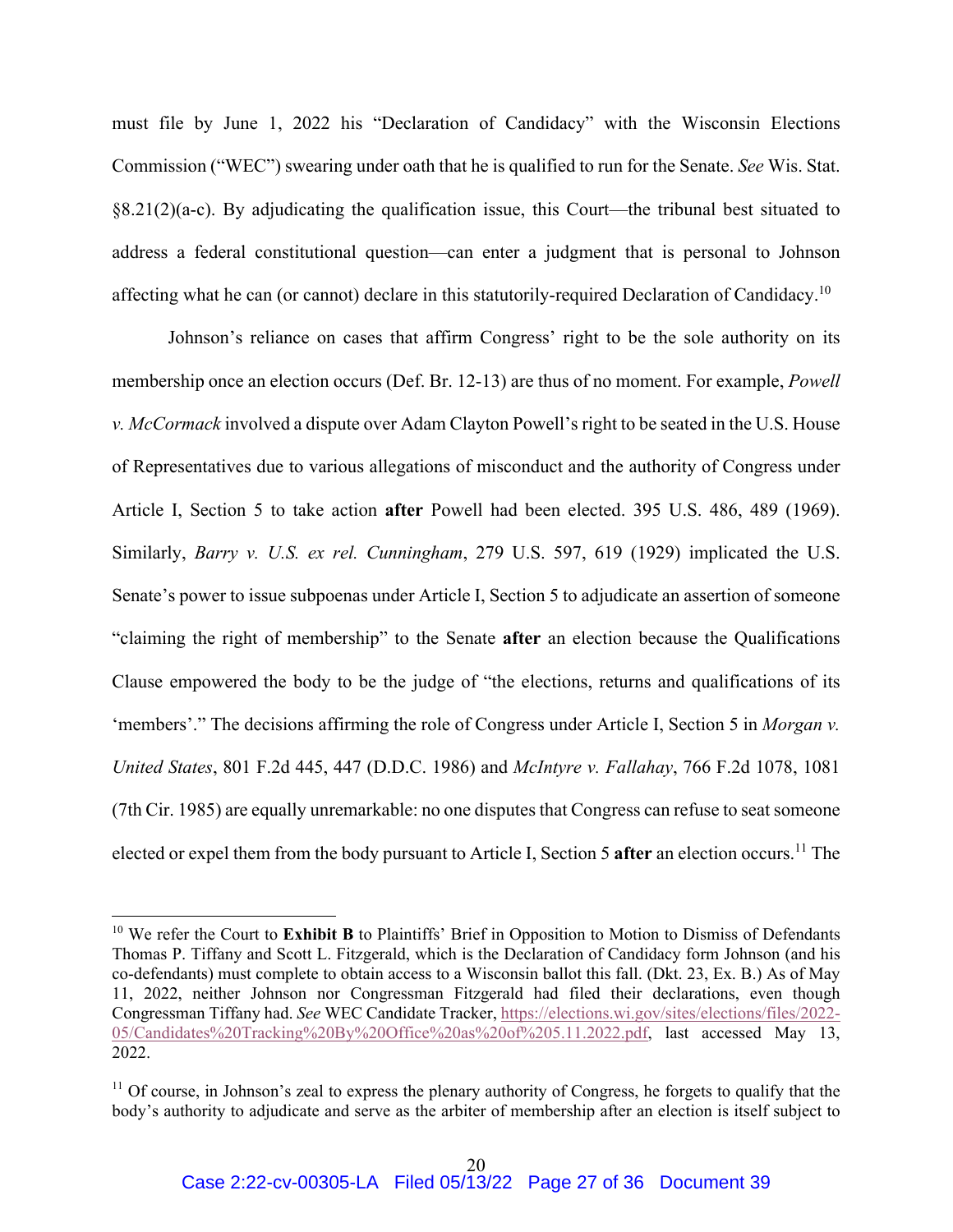must file by June 1, 2022 his "Declaration of Candidacy" with the Wisconsin Elections Commission ("WEC") swearing under oath that he is qualified to run for the Senate. *See* Wis. Stat. §8.21(2)(a-c). By adjudicating the qualification issue, this Court—the tribunal best situated to address a federal constitutional question—can enter a judgment that is personal to Johnson affecting what he can (or cannot) declare in this statutorily-required Declaration of Candidacy.[10]

Johnson's reliance on cases that affirm Congress' right to be the sole authority on its membership once an election occurs (Def. Br. 12-13) are thus of no moment. For example, *Powell v. McCormack* involved a dispute over Adam Clayton Powell's right to be seated in the U.S. House of Representatives due to various allegations of misconduct and the authority of Congress under Article I, Section 5 to take action **after** Powell had been elected. 395 U.S. 486, 489 (1969). Similarly, *Barry v. U.S. ex rel. Cunningham*, 279 U.S. 597, 619 (1929) implicated the U.S. Senate's power to issue subpoenas under Article I, Section 5 to adjudicate an assertion of someone "claiming the right of membership" to the Senate **after** an election because the Qualifications Clause empowered the body to be the judge of "the elections, returns and qualifications of its 'members'." The decisions affirming the role of Congress under Article I, Section 5 in *Morgan v. United States*, 801 F.2d 445, 447 (D.D.C. 1986) and *McIntyre v. Fallahay*, 766 F.2d 1078, 1081 (7th Cir. 1985) are equally unremarkable: no one disputes that Congress can refuse to seat someone elected or expel them from the body pursuant to Article I, Section 5 **after** an election occurs.[11] The

---

[10] We refer the Court to **Exhibit B** to Plaintiffs' Brief in Opposition to Motion to Dismiss of Defendants Thomas P. Tiffany and Scott L. Fitzgerald, which is the Declaration of Candidacy form Johnson (and his co-defendants) must complete to obtain access to a Wisconsin ballot this fall. (Dkt. 23, Ex. B.) As of May 11, 2022, neither Johnson nor Congressman Fitzgerald had filed their declarations, even though Congressman Tiffany had. *See* WEC Candidate Tracker, https://elections.wi.gov/sites/elections/files/2022-05/Candidates%20Tracking%20By%20Office%20as%20of%205.11.2022.pdf, last accessed May 13, 2022.

[11] Of course, in Johnson's zeal to express the plenary authority of Congress, he forgets to qualify that the body's authority to adjudicate and serve as the arbiter of membership after an election is itself subject to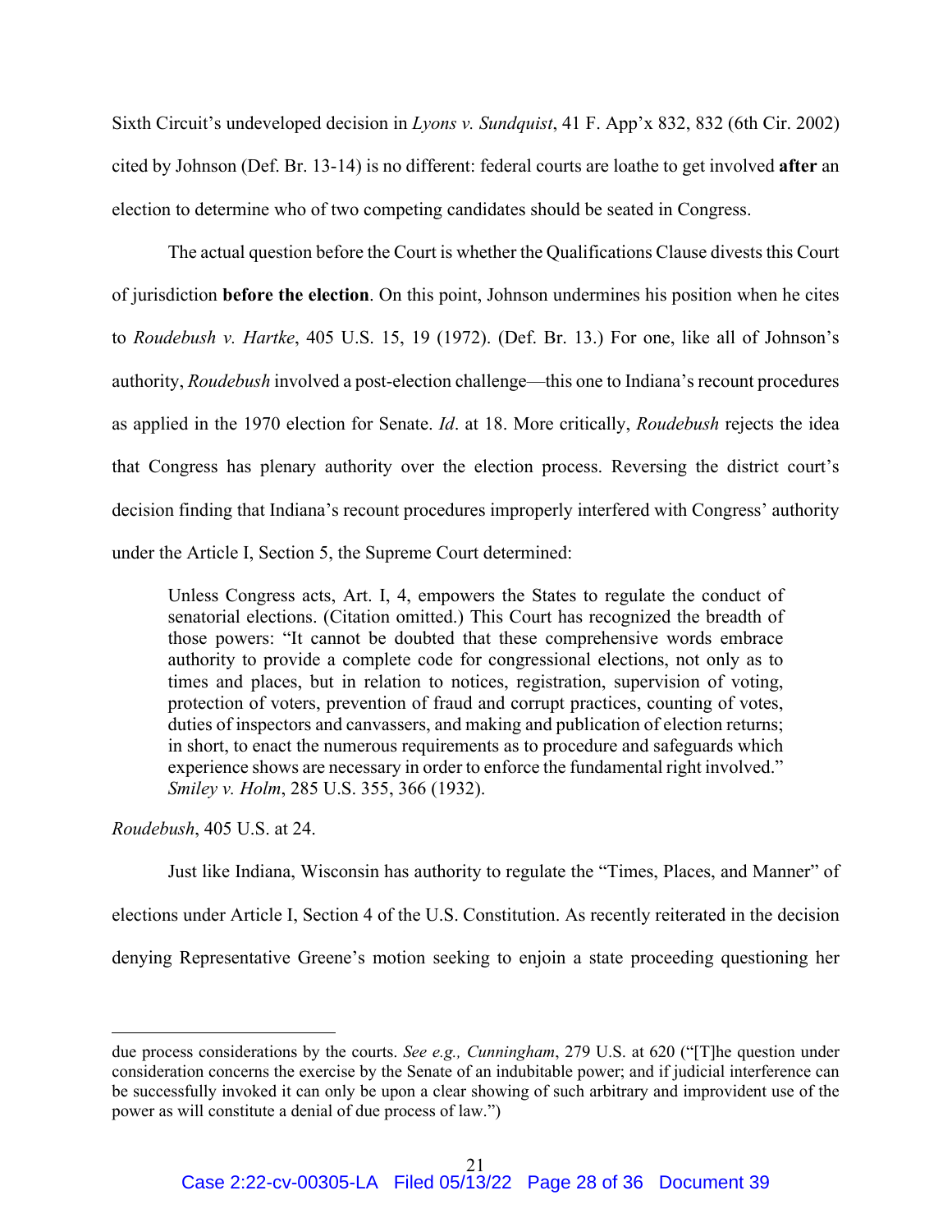Sixth Circuit's undeveloped decision in *Lyons v. Sundquist*, 41 F. App'x 832, 832 (6th Cir. 2002) cited by Johnson (Def. Br. 13-14) is no different: federal courts are loathe to get involved **after** an election to determine who of two competing candidates should be seated in Congress.

The actual question before the Court is whether the Qualifications Clause divests this Court of jurisdiction **before the election**. On this point, Johnson undermines his position when he cites to *Roudebush v. Hartke*, 405 U.S. 15, 19 (1972). (Def. Br. 13.) For one, like all of Johnson's authority, *Roudebush* involved a post-election challenge—this one to Indiana's recount procedures as applied in the 1970 election for Senate. *Id*. at 18. More critically, *Roudebush* rejects the idea that Congress has plenary authority over the election process. Reversing the district court's decision finding that Indiana's recount procedures improperly interfered with Congress' authority under the Article I, Section 5, the Supreme Court determined:

> Unless Congress acts, Art. I, 4, empowers the States to regulate the conduct of senatorial elections. (Citation omitted.) This Court has recognized the breadth of those powers: "It cannot be doubted that these comprehensive words embrace authority to provide a complete code for congressional elections, not only as to times and places, but in relation to notices, registration, supervision of voting, protection of voters, prevention of fraud and corrupt practices, counting of votes, duties of inspectors and canvassers, and making and publication of election returns; in short, to enact the numerous requirements as to procedure and safeguards which experience shows are necessary in order to enforce the fundamental right involved." *Smiley v. Holm*, 285 U.S. 355, 366 (1932).

*Roudebush*, 405 U.S. at 24.

Just like Indiana, Wisconsin has authority to regulate the "Times, Places, and Manner" of elections under Article I, Section 4 of the U.S. Constitution. As recently reiterated in the decision denying Representative Greene's motion seeking to enjoin a state proceeding questioning her

---

due process considerations by the courts. *See e.g., Cunningham*, 279 U.S. at 620 ("[T]he question under consideration concerns the exercise by the Senate of an indubitable power; and if judicial interference can be successfully invoked it can only be upon a clear showing of such arbitrary and improvident use of the power as will constitute a denial of due process of law.")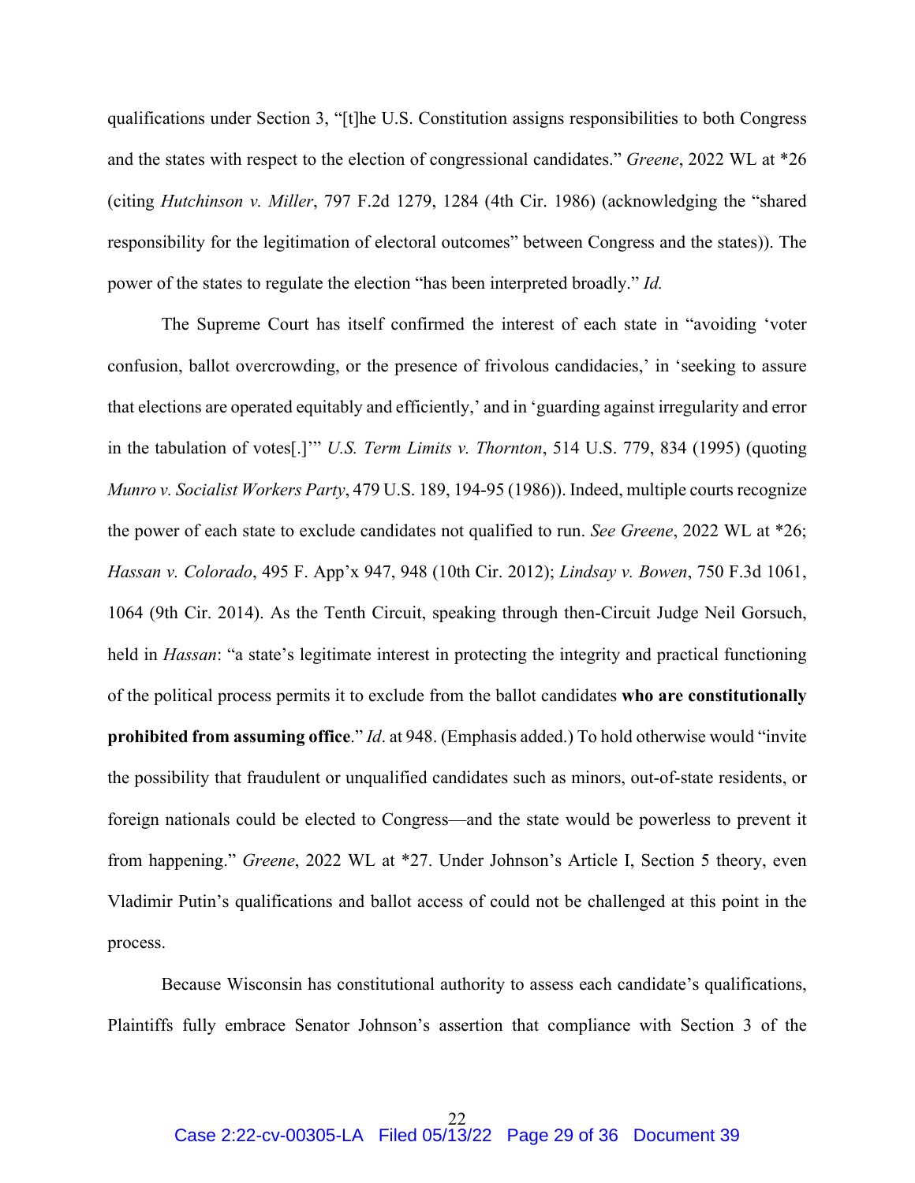qualifications under Section 3, "[t]he U.S. Constitution assigns responsibilities to both Congress and the states with respect to the election of congressional candidates." *Greene*, 2022 WL at *26 (citing *Hutchinson v. Miller*, 797 F.2d 1279, 1284 (4th Cir. 1986) (acknowledging the "shared responsibility for the legitimation of electoral outcomes" between Congress and the states)). The power of the states to regulate the election "has been interpreted broadly." *Id.*

The Supreme Court has itself confirmed the interest of each state in "avoiding 'voter confusion, ballot overcrowding, or the presence of frivolous candidacies,' in 'seeking to assure that elections are operated equitably and efficiently,' and in 'guarding against irregularity and error in the tabulation of votes[.]'" *U.S. Term Limits v. Thornton*, 514 U.S. 779, 834 (1995) (quoting *Munro v. Socialist Workers Party*, 479 U.S. 189, 194-95 (1986)). Indeed, multiple courts recognize the power of each state to exclude candidates not qualified to run. *See Greene*, 2022 WL at *26; *Hassan v. Colorado*, 495 F. App'x 947, 948 (10th Cir. 2012); *Lindsay v. Bowen*, 750 F.3d 1061, 1064 (9th Cir. 2014). As the Tenth Circuit, speaking through then-Circuit Judge Neil Gorsuch, held in *Hassan*: "a state's legitimate interest in protecting the integrity and practical functioning of the political process permits it to exclude from the ballot candidates **who are constitutionally prohibited from assuming office**." *Id*. at 948. (Emphasis added.) To hold otherwise would "invite the possibility that fraudulent or unqualified candidates such as minors, out-of-state residents, or foreign nationals could be elected to Congress—and the state would be powerless to prevent it from happening." *Greene*, 2022 WL at *27. Under Johnson's Article I, Section 5 theory, even Vladimir Putin's qualifications and ballot access of could not be challenged at this point in the process.

Because Wisconsin has constitutional authority to assess each candidate's qualifications, Plaintiffs fully embrace Senator Johnson's assertion that compliance with Section 3 of the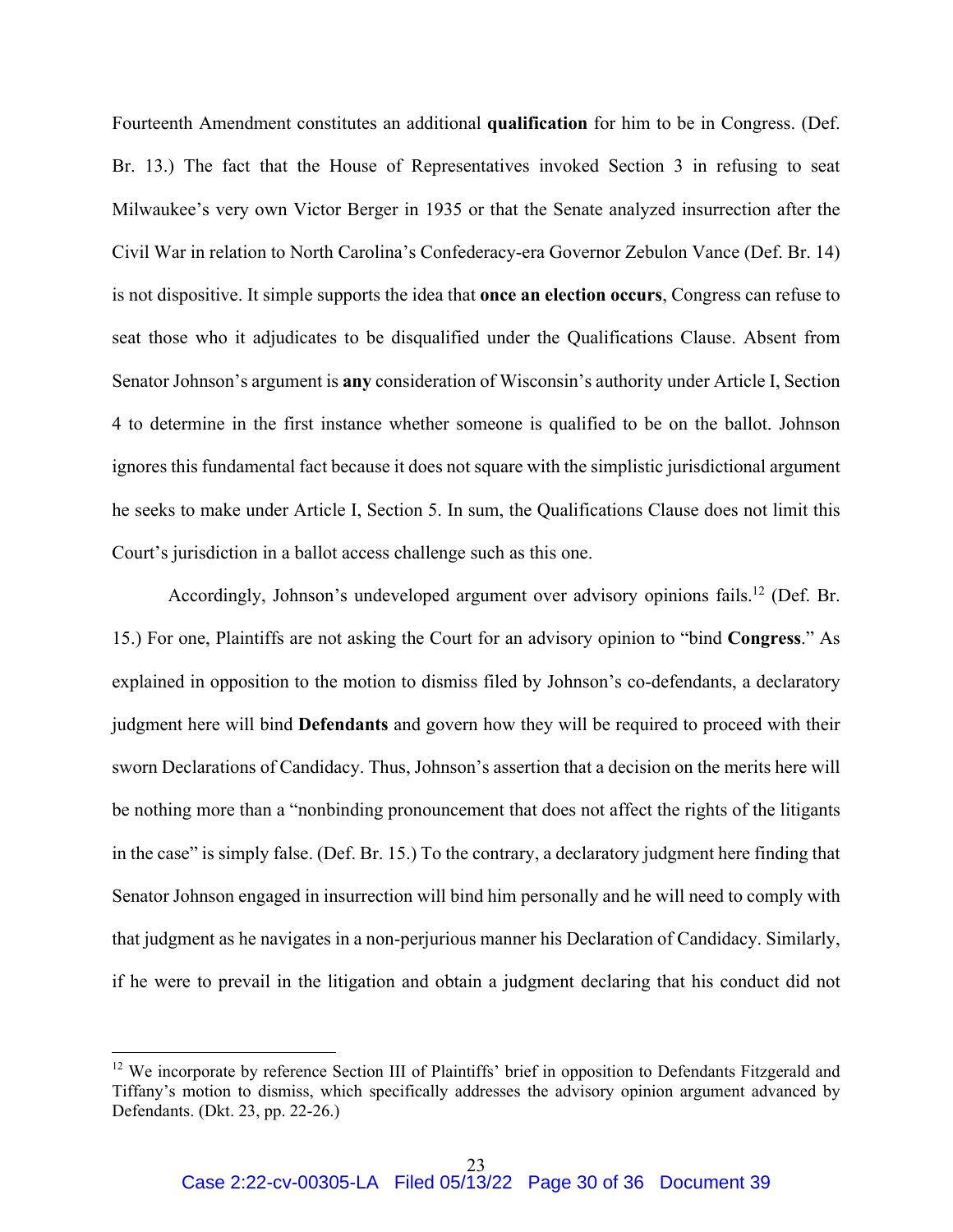Fourteenth Amendment constitutes an additional **qualification** for him to be in Congress. (Def. Br. 13.) The fact that the House of Representatives invoked Section 3 in refusing to seat Milwaukee's very own Victor Berger in 1935 or that the Senate analyzed insurrection after the Civil War in relation to North Carolina's Confederacy-era Governor Zebulon Vance (Def. Br. 14) is not dispositive. It simple supports the idea that **once an election occurs**, Congress can refuse to seat those who it adjudicates to be disqualified under the Qualifications Clause. Absent from Senator Johnson's argument is **any** consideration of Wisconsin's authority under Article I, Section 4 to determine in the first instance whether someone is qualified to be on the ballot. Johnson ignores this fundamental fact because it does not square with the simplistic jurisdictional argument he seeks to make under Article I, Section 5. In sum, the Qualifications Clause does not limit this Court's jurisdiction in a ballot access challenge such as this one.

Accordingly, Johnson's undeveloped argument over advisory opinions fails.[12] (Def. Br. 15.) For one, Plaintiffs are not asking the Court for an advisory opinion to "bind **Congress**." As explained in opposition to the motion to dismiss filed by Johnson's co-defendants, a declaratory judgment here will bind **Defendants** and govern how they will be required to proceed with their sworn Declarations of Candidacy. Thus, Johnson's assertion that a decision on the merits here will be nothing more than a "nonbinding pronouncement that does not affect the rights of the litigants in the case" is simply false. (Def. Br. 15.) To the contrary, a declaratory judgment here finding that Senator Johnson engaged in insurrection will bind him personally and he will need to comply with that judgment as he navigates in a non-perjurious manner his Declaration of Candidacy. Similarly, if he were to prevail in the litigation and obtain a judgment declaring that his conduct did not

[12] We incorporate by reference Section III of Plaintiffs' brief in opposition to Defendants Fitzgerald and Tiffany's motion to dismiss, which specifically addresses the advisory opinion argument advanced by Defendants. (Dkt. 23, pp. 22-26.)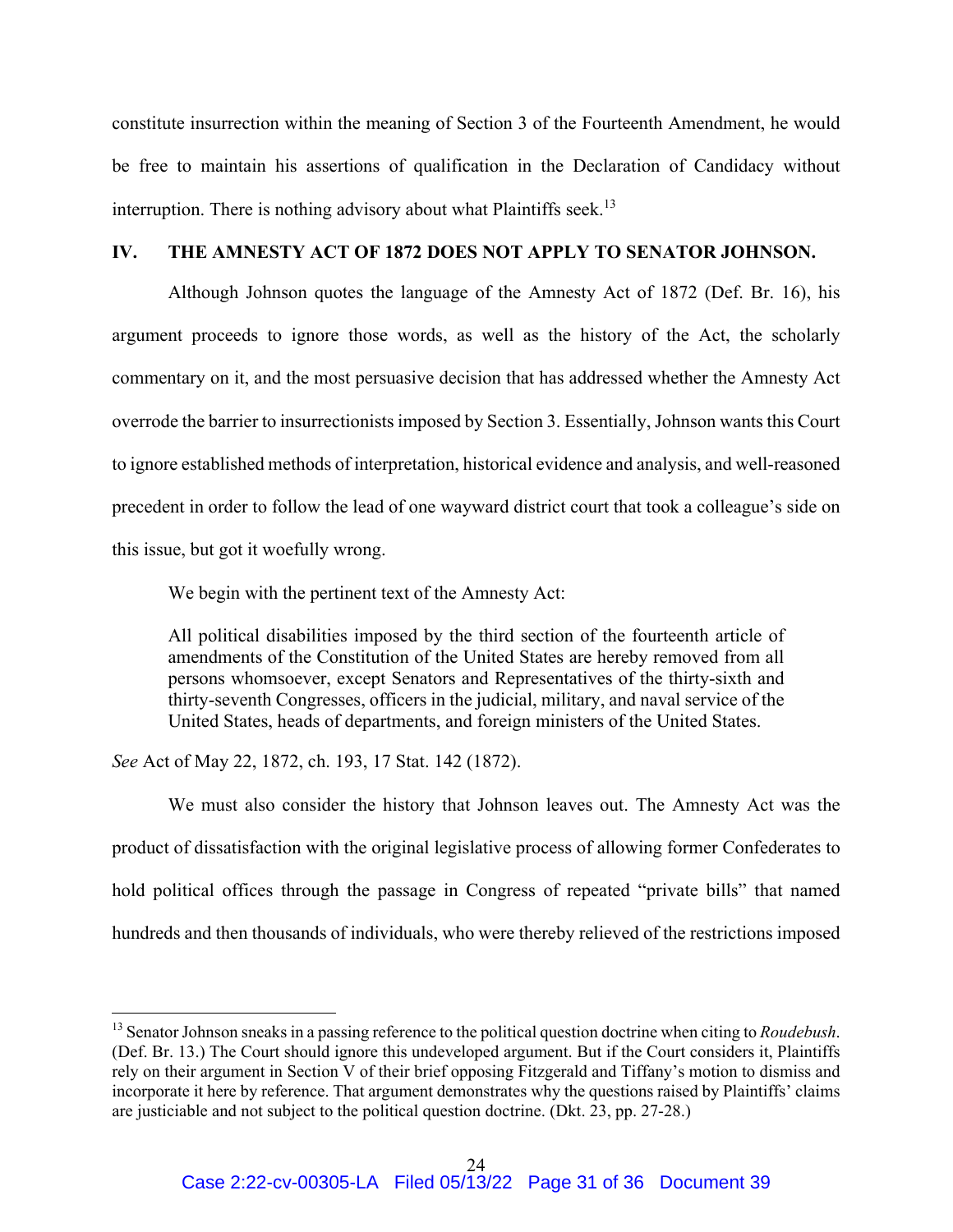constitute insurrection within the meaning of Section 3 of the Fourteenth Amendment, he would be free to maintain his assertions of qualification in the Declaration of Candidacy without interruption. There is nothing advisory about what Plaintiffs seek.[13]

## IV. THE AMNESTY ACT OF 1872 DOES NOT APPLY TO SENATOR JOHNSON.

Although Johnson quotes the language of the Amnesty Act of 1872 (Def. Br. 16), his argument proceeds to ignore those words, as well as the history of the Act, the scholarly commentary on it, and the most persuasive decision that has addressed whether the Amnesty Act overrode the barrier to insurrectionists imposed by Section 3. Essentially, Johnson wants this Court to ignore established methods of interpretation, historical evidence and analysis, and well-reasoned precedent in order to follow the lead of one wayward district court that took a colleague's side on this issue, but got it woefully wrong.

We begin with the pertinent text of the Amnesty Act:

> All political disabilities imposed by the third section of the fourteenth article of amendments of the Constitution of the United States are hereby removed from all persons whomsoever, except Senators and Representatives of the thirty-sixth and thirty-seventh Congresses, officers in the judicial, military, and naval service of the United States, heads of departments, and foreign ministers of the United States.

*See* Act of May 22, 1872, ch. 193, 17 Stat. 142 (1872).

We must also consider the history that Johnson leaves out. The Amnesty Act was the product of dissatisfaction with the original legislative process of allowing former Confederates to hold political offices through the passage in Congress of repeated "private bills" that named hundreds and then thousands of individuals, who were thereby relieved of the restrictions imposed

---

[13] Senator Johnson sneaks in a passing reference to the political question doctrine when citing to *Roudebush*. (Def. Br. 13.) The Court should ignore this undeveloped argument. But if the Court considers it, Plaintiffs rely on their argument in Section V of their brief opposing Fitzgerald and Tiffany's motion to dismiss and incorporate it here by reference. That argument demonstrates why the questions raised by Plaintiffs' claims are justiciable and not subject to the political question doctrine. (Dkt. 23, pp. 27-28.)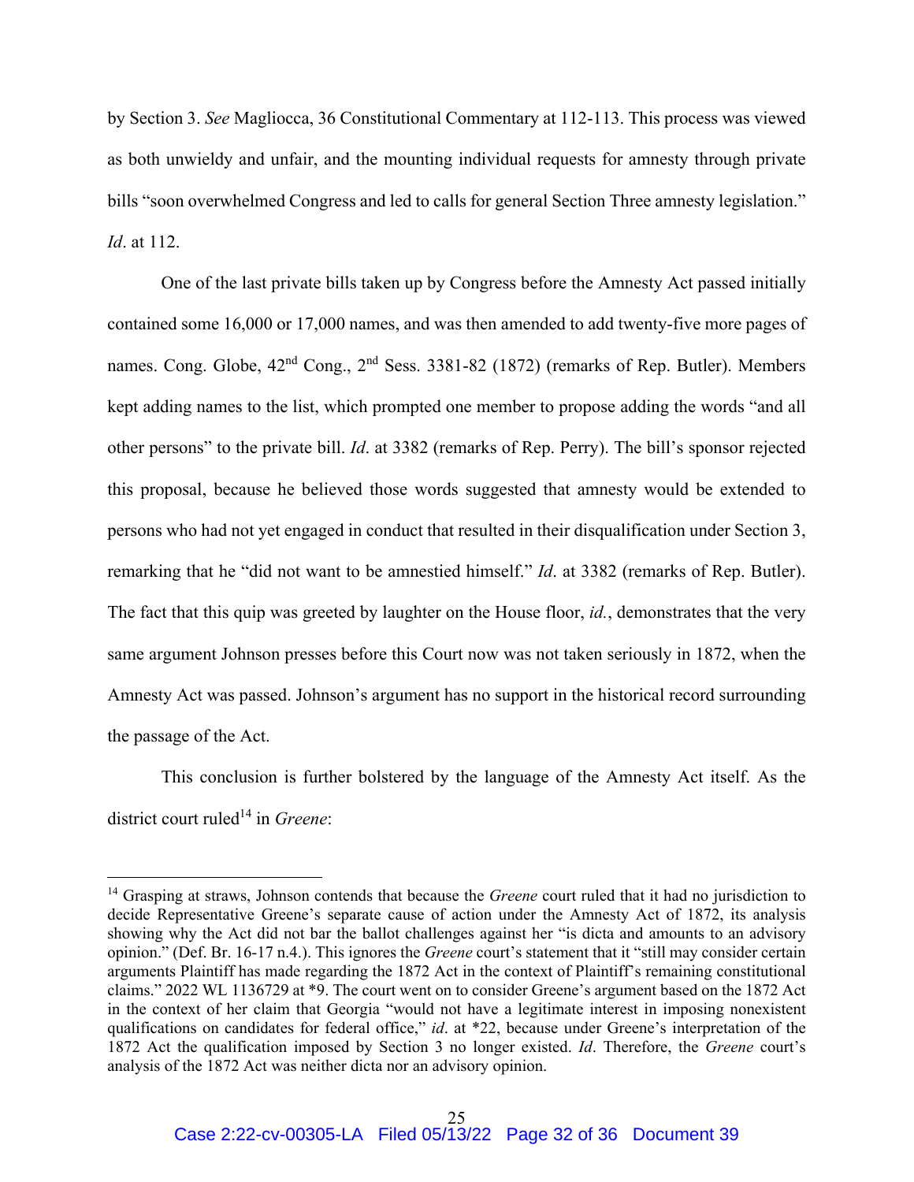by Section 3. *See* Magliocca, 36 Constitutional Commentary at 112-113. This process was viewed as both unwieldy and unfair, and the mounting individual requests for amnesty through private bills "soon overwhelmed Congress and led to calls for general Section Three amnesty legislation." *Id*. at 112.

One of the last private bills taken up by Congress before the Amnesty Act passed initially contained some 16,000 or 17,000 names, and was then amended to add twenty-five more pages of names. Cong. Globe, 42nd Cong., 2nd Sess. 3381-82 (1872) (remarks of Rep. Butler). Members kept adding names to the list, which prompted one member to propose adding the words "and all other persons" to the private bill. *Id*. at 3382 (remarks of Rep. Perry). The bill's sponsor rejected this proposal, because he believed those words suggested that amnesty would be extended to persons who had not yet engaged in conduct that resulted in their disqualification under Section 3, remarking that he "did not want to be amnestied himself." *Id*. at 3382 (remarks of Rep. Butler). The fact that this quip was greeted by laughter on the House floor, *id.*, demonstrates that the very same argument Johnson presses before this Court now was not taken seriously in 1872, when the Amnesty Act was passed. Johnson's argument has no support in the historical record surrounding the passage of the Act.

This conclusion is further bolstered by the language of the Amnesty Act itself. As the district court ruled[14] in *Greene*:

---

[14] Grasping at straws, Johnson contends that because the *Greene* court ruled that it had no jurisdiction to decide Representative Greene's separate cause of action under the Amnesty Act of 1872, its analysis showing why the Act did not bar the ballot challenges against her "is dicta and amounts to an advisory opinion." (Def. Br. 16-17 n.4.). This ignores the *Greene* court's statement that it "still may consider certain arguments Plaintiff has made regarding the 1872 Act in the context of Plaintiff's remaining constitutional claims." 2022 WL 1136729 at *9. The court went on to consider Greene's argument based on the 1872 Act in the context of her claim that Georgia "would not have a legitimate interest in imposing nonexistent qualifications on candidates for federal office," *id*. at *22, because under Greene's interpretation of the 1872 Act the qualification imposed by Section 3 no longer existed. *Id*. Therefore, the *Greene* court's analysis of the 1872 Act was neither dicta nor an advisory opinion.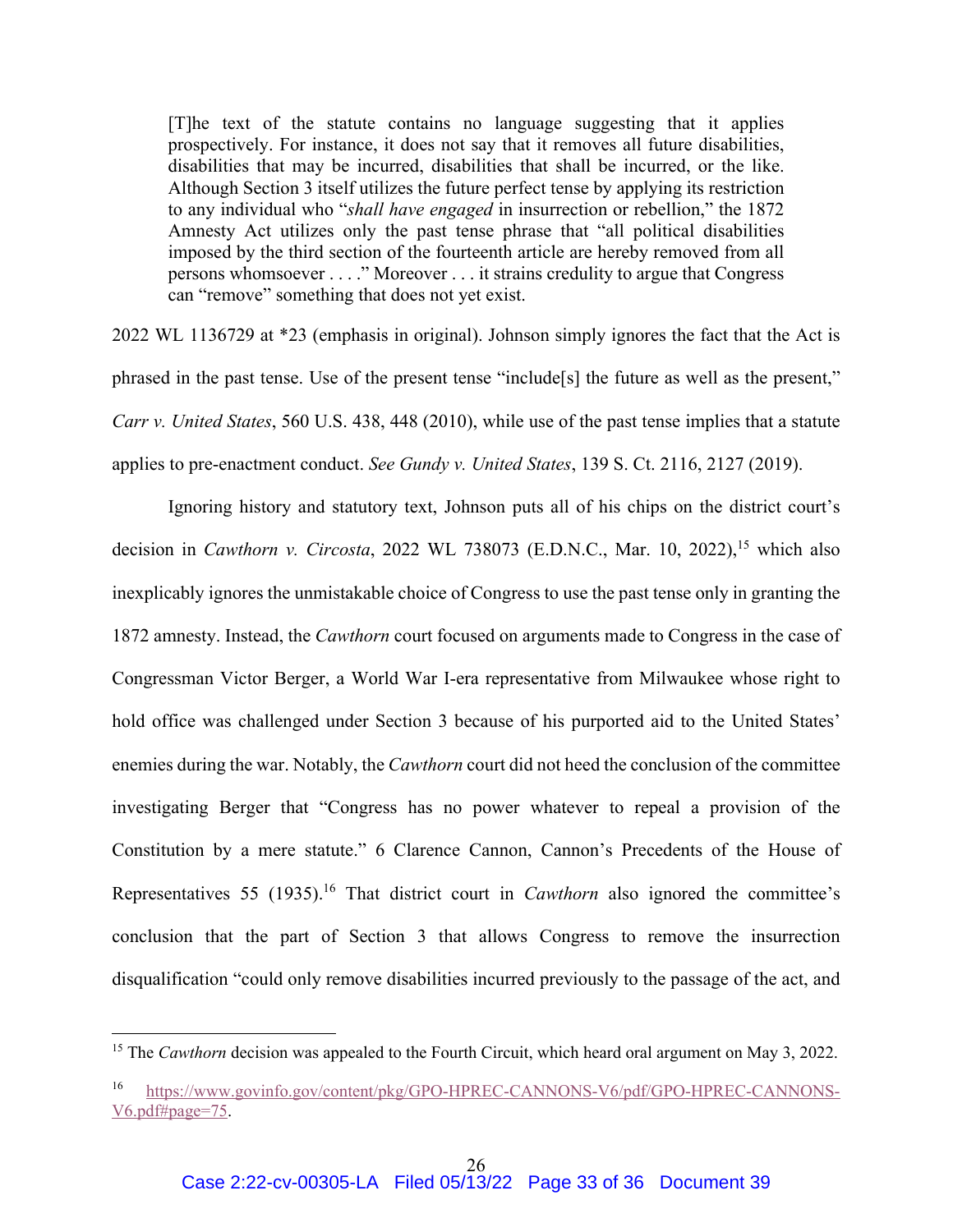> [T]he text of the statute contains no language suggesting that it applies prospectively. For instance, it does not say that it removes all future disabilities, disabilities that may be incurred, disabilities that shall be incurred, or the like. Although Section 3 itself utilizes the future perfect tense by applying its restriction to any individual who "*shall have engaged* in insurrection or rebellion," the 1872 Amnesty Act utilizes only the past tense phrase that "all political disabilities imposed by the third section of the fourteenth article are hereby removed from all persons whomsoever . . . ." Moreover . . . it strains credulity to argue that Congress can "remove" something that does not yet exist.

2022 WL 1136729 at *23 (emphasis in original). Johnson simply ignores the fact that the Act is phrased in the past tense. Use of the present tense "include[s] the future as well as the present," *Carr v. United States*, 560 U.S. 438, 448 (2010), while use of the past tense implies that a statute applies to pre-enactment conduct. *See Gundy v. United States*, 139 S. Ct. 2116, 2127 (2019).

Ignoring history and statutory text, Johnson puts all of his chips on the district court's decision in *Cawthorn v. Circosta*, 2022 WL 738073 (E.D.N.C., Mar. 10, 2022),[15] which also inexplicably ignores the unmistakable choice of Congress to use the past tense only in granting the 1872 amnesty. Instead, the *Cawthorn* court focused on arguments made to Congress in the case of Congressman Victor Berger, a World War I-era representative from Milwaukee whose right to hold office was challenged under Section 3 because of his purported aid to the United States' enemies during the war. Notably, the *Cawthorn* court did not heed the conclusion of the committee investigating Berger that "Congress has no power whatever to repeal a provision of the Constitution by a mere statute." 6 Clarence Cannon, Cannon's Precedents of the House of Representatives 55 (1935).[16] That district court in *Cawthorn* also ignored the committee's conclusion that the part of Section 3 that allows Congress to remove the insurrection disqualification "could only remove disabilities incurred previously to the passage of the act, and

---

[15] The *Cawthorn* decision was appealed to the Fourth Circuit, which heard oral argument on May 3, 2022.

[16] https://www.govinfo.gov/content/pkg/GPO-HPREC-CANNONS-V6/pdf/GPO-HPREC-CANNONS-V6.pdf#page=75.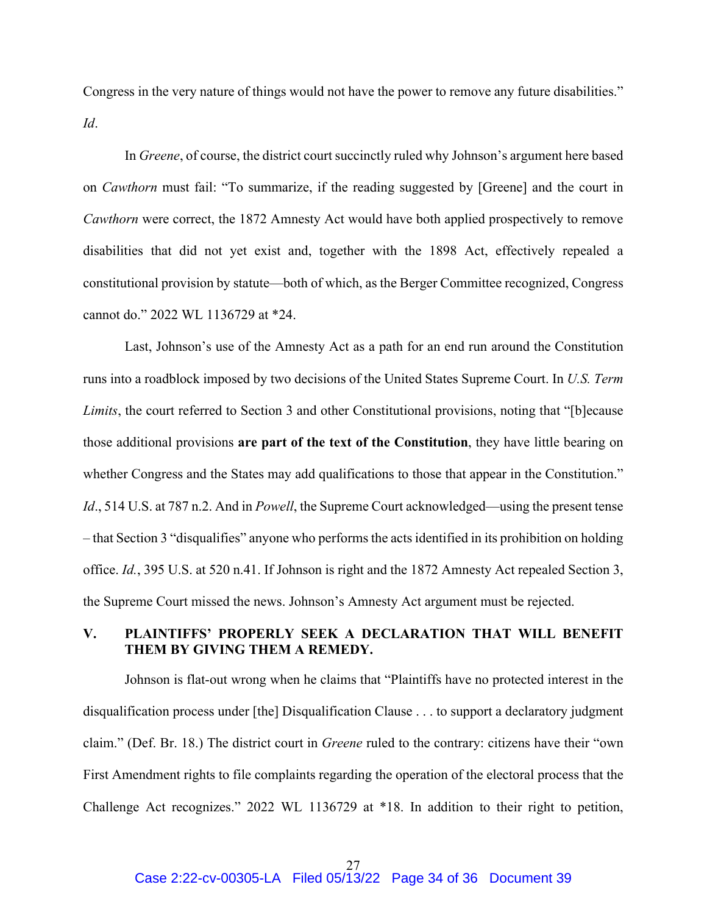Congress in the very nature of things would not have the power to remove any future disabilities." *Id*.

In *Greene*, of course, the district court succinctly ruled why Johnson's argument here based on *Cawthorn* must fail: "To summarize, if the reading suggested by [Greene] and the court in *Cawthorn* were correct, the 1872 Amnesty Act would have both applied prospectively to remove disabilities that did not yet exist and, together with the 1898 Act, effectively repealed a constitutional provision by statute—both of which, as the Berger Committee recognized, Congress cannot do." 2022 WL 1136729 at *24.

Last, Johnson's use of the Amnesty Act as a path for an end run around the Constitution runs into a roadblock imposed by two decisions of the United States Supreme Court. In *U.S. Term Limits*, the court referred to Section 3 and other Constitutional provisions, noting that "[b]ecause those additional provisions **are part of the text of the Constitution**, they have little bearing on whether Congress and the States may add qualifications to those that appear in the Constitution." *Id*., 514 U.S. at 787 n.2. And in *Powell*, the Supreme Court acknowledged—using the present tense – that Section 3 "disqualifies" anyone who performs the acts identified in its prohibition on holding office. *Id.*, 395 U.S. at 520 n.41. If Johnson is right and the 1872 Amnesty Act repealed Section 3, the Supreme Court missed the news. Johnson's Amnesty Act argument must be rejected.

## V. PLAINTIFFS' PROPERLY SEEK A DECLARATION THAT WILL BENEFIT THEM BY GIVING THEM A REMEDY.

Johnson is flat-out wrong when he claims that "Plaintiffs have no protected interest in the disqualification process under [the] Disqualification Clause . . . to support a declaratory judgment claim." (Def. Br. 18.) The district court in *Greene* ruled to the contrary: citizens have their "own First Amendment rights to file complaints regarding the operation of the electoral process that the Challenge Act recognizes." 2022 WL 1136729 at *18. In addition to their right to petition,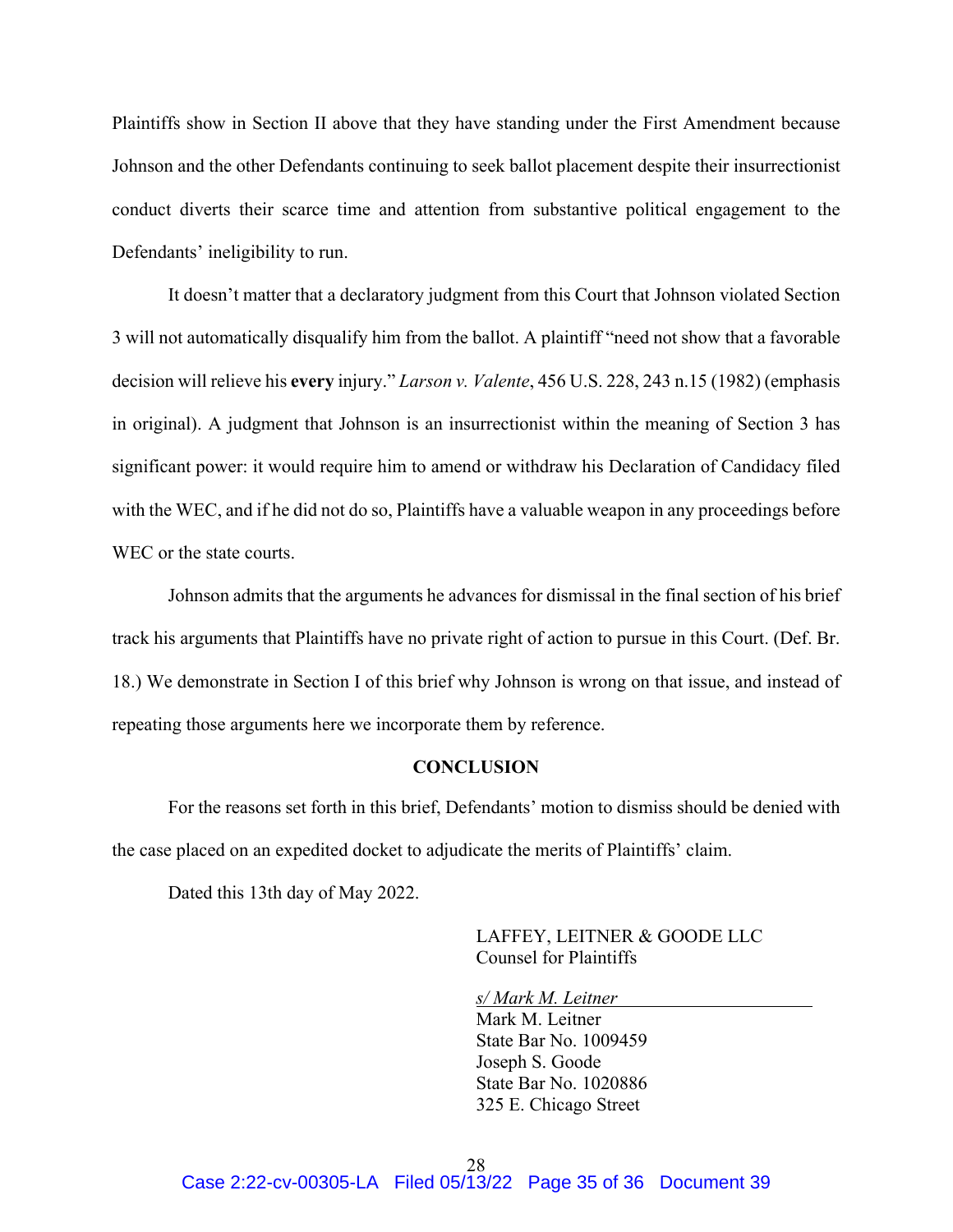Plaintiffs show in Section II above that they have standing under the First Amendment because Johnson and the other Defendants continuing to seek ballot placement despite their insurrectionist conduct diverts their scarce time and attention from substantive political engagement to the Defendants' ineligibility to run.

It doesn't matter that a declaratory judgment from this Court that Johnson violated Section 3 will not automatically disqualify him from the ballot. A plaintiff "need not show that a favorable decision will relieve his **every** injury." *Larson v. Valente*, 456 U.S. 228, 243 n.15 (1982) (emphasis in original). A judgment that Johnson is an insurrectionist within the meaning of Section 3 has significant power: it would require him to amend or withdraw his Declaration of Candidacy filed with the WEC, and if he did not do so, Plaintiffs have a valuable weapon in any proceedings before WEC or the state courts.

Johnson admits that the arguments he advances for dismissal in the final section of his brief track his arguments that Plaintiffs have no private right of action to pursue in this Court. (Def. Br. 18.) We demonstrate in Section I of this brief why Johnson is wrong on that issue, and instead of repeating those arguments here we incorporate them by reference.

## CONCLUSION

For the reasons set forth in this brief, Defendants' motion to dismiss should be denied with the case placed on an expedited docket to adjudicate the merits of Plaintiffs' claim.

Dated this 13th day of May 2022.

LAFFEY, LEITNER & GOODE LLC
Counsel for Plaintiffs

*s/ Mark M. Leitner*
Mark M. Leitner
State Bar No. 1009459
Joseph S. Goode
State Bar No. 1020886
325 E. Chicago Street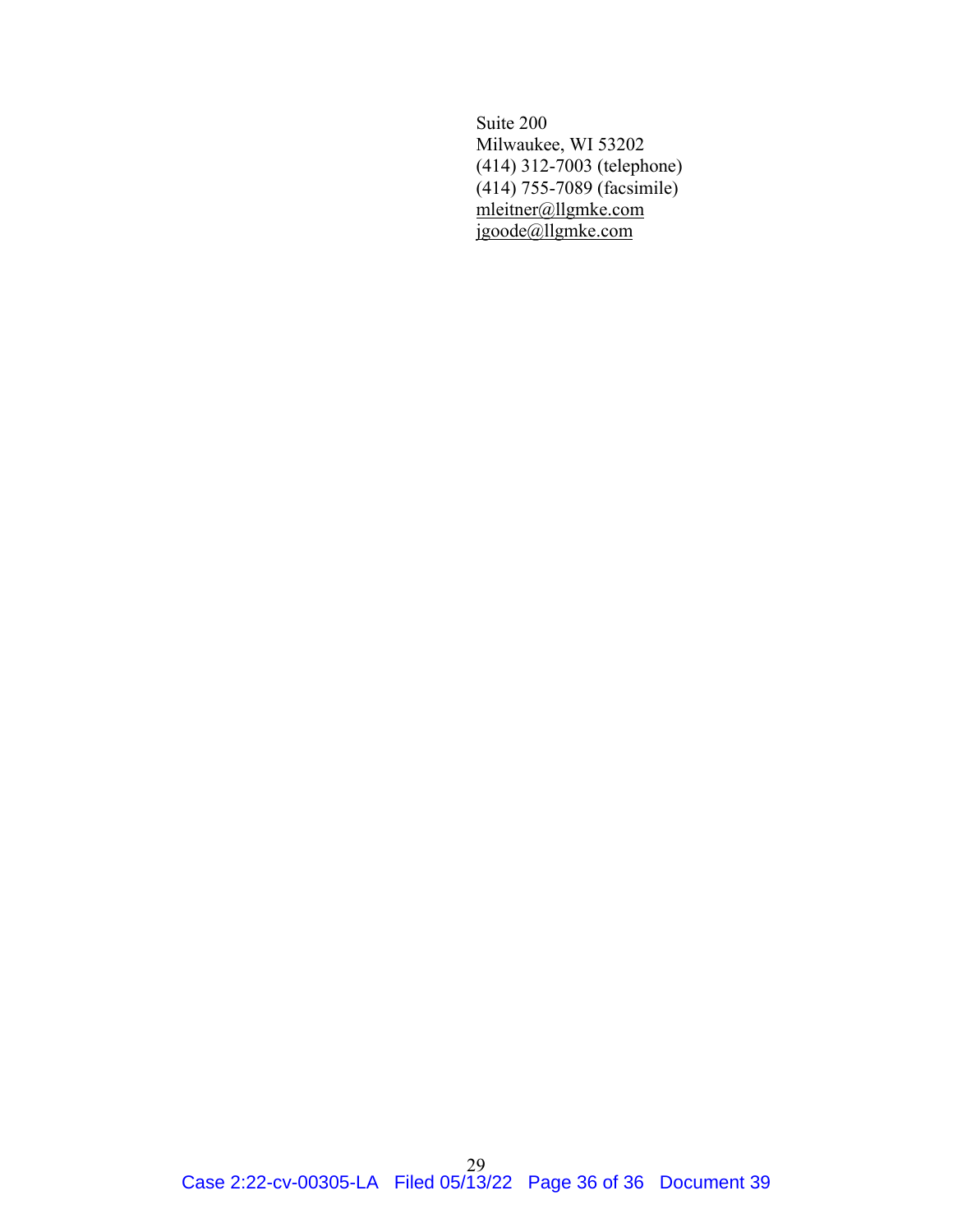Suite 200
Milwaukee, WI 53202
(414) 312-7003 (telephone)
(414) 755-7089 (facsimile)
mleitner@llgmke.com
jgoode@llgmke.com